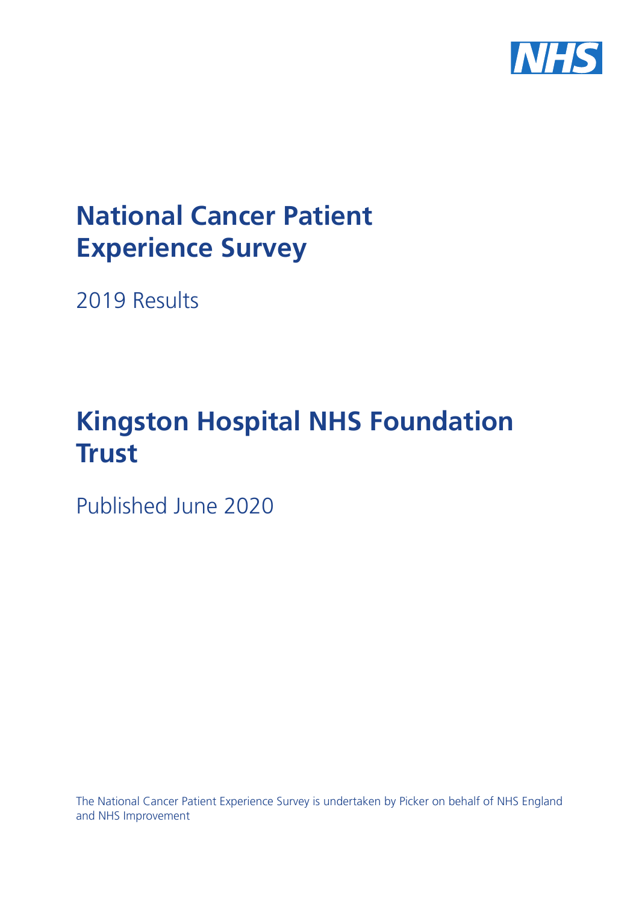# National Cancer Patient Experience Survey

2019 Results

# Kingston Hospital NHS Foundation Trust

Published June 2020

The National Cancer Patient Experience Survey is undertaken by Picker on behalf of NHS England and NHS Improvement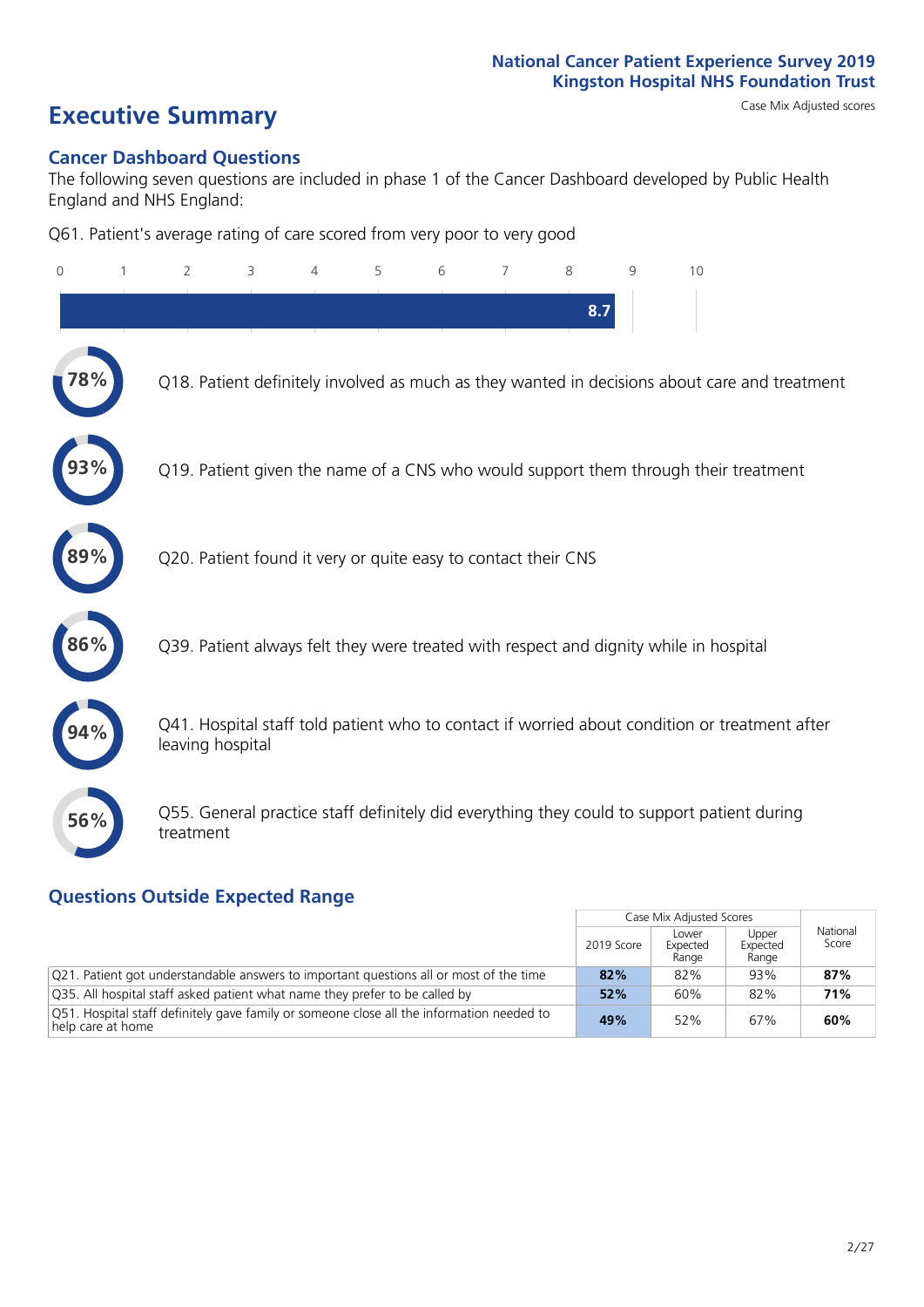National Cancer Patient Experience Survey 2019
Kingston Hospital NHS Foundation Trust

# Executive Summary

Case Mix Adjusted scores

## Cancer Dashboard Questions

The following seven questions are included in phase 1 of the Cancer Dashboard developed by Public Health England and NHS England:

Q61. Patient's average rating of care scored from very poor to very good

8.7

- **78%** Q18. Patient definitely involved as much as they wanted in decisions about care and treatment
- **93%** Q19. Patient given the name of a CNS who would support them through their treatment
- **89%** Q20. Patient found it very or quite easy to contact their CNS
- **86%** Q39. Patient always felt they were treated with respect and dignity while in hospital
- **94%** Q41. Hospital staff told patient who to contact if worried about condition or treatment after leaving hospital
- **56%** Q55. General practice staff definitely did everything they could to support patient during treatment

## Questions Outside Expected Range

| | Case Mix Adjusted Scores | | | National Score |
|---|---|---|---|---|
| | 2019 Score | Lower Expected Range | Upper Expected Range | |
| Q21. Patient got understandable answers to important questions all or most of the time | **82%** | 82% | 93% | **87%** |
| Q35. All hospital staff asked patient what name they prefer to be called by | **52%** | 60% | 82% | **71%** |
| Q51. Hospital staff definitely gave family or someone close all the information needed to help care at home | **49%** | 52% | 67% | **60%** |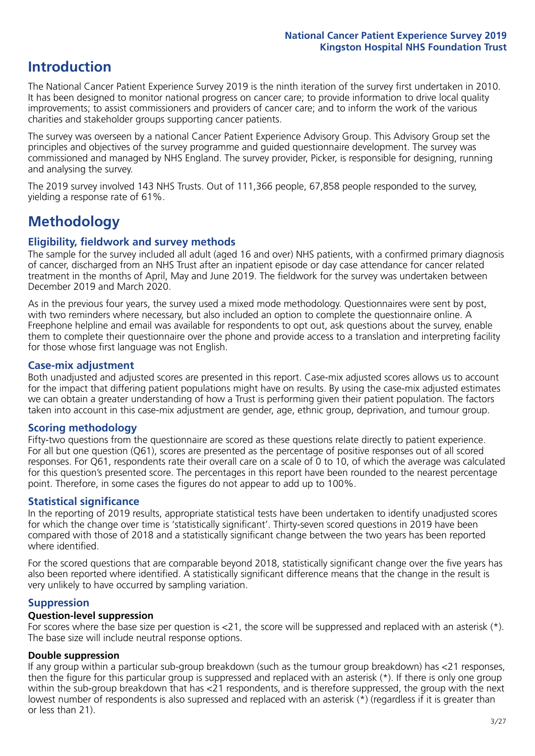# Introduction

The National Cancer Patient Experience Survey 2019 is the ninth iteration of the survey first undertaken in 2010. It has been designed to monitor national progress on cancer care; to provide information to drive local quality improvements; to assist commissioners and providers of cancer care; and to inform the work of the various charities and stakeholder groups supporting cancer patients.

The survey was overseen by a national Cancer Patient Experience Advisory Group. This Advisory Group set the principles and objectives of the survey programme and guided questionnaire development. The survey was commissioned and managed by NHS England. The survey provider, Picker, is responsible for designing, running and analysing the survey.

The 2019 survey involved 143 NHS Trusts. Out of 111,366 people, 67,858 people responded to the survey, yielding a response rate of 61%.

# Methodology

## Eligibility, fieldwork and survey methods

The sample for the survey included all adult (aged 16 and over) NHS patients, with a confirmed primary diagnosis of cancer, discharged from an NHS Trust after an inpatient episode or day case attendance for cancer related treatment in the months of April, May and June 2019. The fieldwork for the survey was undertaken between December 2019 and March 2020.

As in the previous four years, the survey used a mixed mode methodology. Questionnaires were sent by post, with two reminders where necessary, but also included an option to complete the questionnaire online. A Freephone helpline and email was available for respondents to opt out, ask questions about the survey, enable them to complete their questionnaire over the phone and provide access to a translation and interpreting facility for those whose first language was not English.

## Case-mix adjustment

Both unadjusted and adjusted scores are presented in this report. Case-mix adjusted scores allows us to account for the impact that differing patient populations might have on results. By using the case-mix adjusted estimates we can obtain a greater understanding of how a Trust is performing given their patient population. The factors taken into account in this case-mix adjustment are gender, age, ethnic group, deprivation, and tumour group.

## Scoring methodology

Fifty-two questions from the questionnaire are scored as these questions relate directly to patient experience. For all but one question (Q61), scores are presented as the percentage of positive responses out of all scored responses. For Q61, respondents rate their overall care on a scale of 0 to 10, of which the average was calculated for this question's presented score. The percentages in this report have been rounded to the nearest percentage point. Therefore, in some cases the figures do not appear to add up to 100%.

## Statistical significance

In the reporting of 2019 results, appropriate statistical tests have been undertaken to identify unadjusted scores for which the change over time is 'statistically significant'. Thirty-seven scored questions in 2019 have been compared with those of 2018 and a statistically significant change between the two years has been reported where identified.

For the scored questions that are comparable beyond 2018, statistically significant change over the five years has also been reported where identified. A statistically significant difference means that the change in the result is very unlikely to have occurred by sampling variation.

## Suppression

### Question-level suppression

For scores where the base size per question is <21, the score will be suppressed and replaced with an asterisk (*). The base size will include neutral response options.

### Double suppression

If any group within a particular sub-group breakdown (such as the tumour group breakdown) has <21 responses, then the figure for this particular group is suppressed and replaced with an asterisk (*). If there is only one group within the sub-group breakdown that has <21 respondents, and is therefore suppressed, the group with the next lowest number of respondents is also supressed and replaced with an asterisk (*) (regardless if it is greater than or less than 21).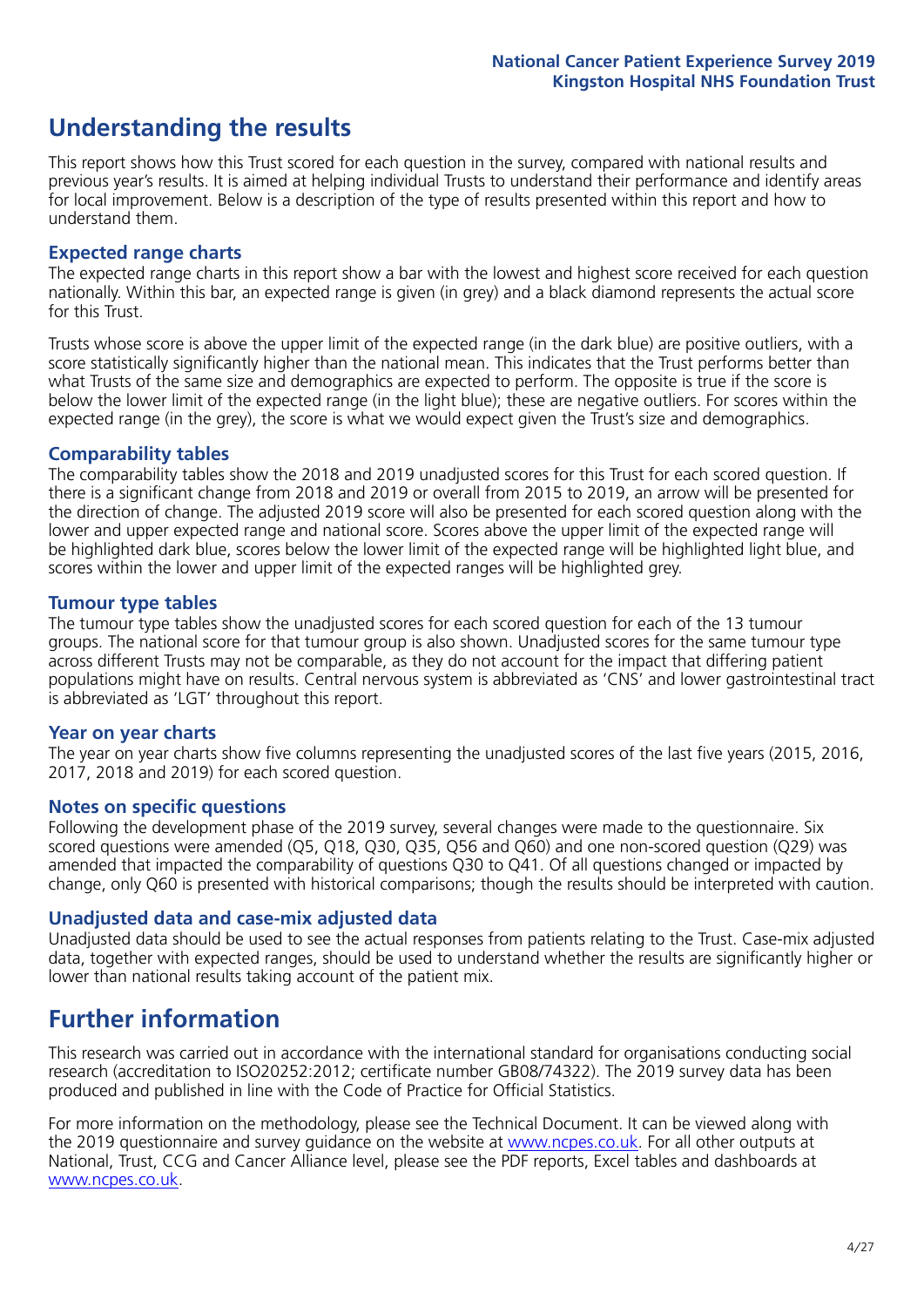## Understanding the results

This report shows how this Trust scored for each question in the survey, compared with national results and previous year's results. It is aimed at helping individual Trusts to understand their performance and identify areas for local improvement. Below is a description of the type of results presented within this report and how to understand them.

### Expected range charts

The expected range charts in this report show a bar with the lowest and highest score received for each question nationally. Within this bar, an expected range is given (in grey) and a black diamond represents the actual score for this Trust.

Trusts whose score is above the upper limit of the expected range (in the dark blue) are positive outliers, with a score statistically significantly higher than the national mean. This indicates that the Trust performs better than what Trusts of the same size and demographics are expected to perform. The opposite is true if the score is below the lower limit of the expected range (in the light blue); these are negative outliers. For scores within the expected range (in the grey), the score is what we would expect given the Trust's size and demographics.

### Comparability tables

The comparability tables show the 2018 and 2019 unadjusted scores for this Trust for each scored question. If there is a significant change from 2018 and 2019 or overall from 2015 to 2019, an arrow will be presented for the direction of change. The adjusted 2019 score will also be presented for each scored question along with the lower and upper expected range and national score. Scores above the upper limit of the expected range will be highlighted dark blue, scores below the lower limit of the expected range will be highlighted light blue, and scores within the lower and upper limit of the expected ranges will be highlighted grey.

### Tumour type tables

The tumour type tables show the unadjusted scores for each scored question for each of the 13 tumour groups. The national score for that tumour group is also shown. Unadjusted scores for the same tumour type across different Trusts may not be comparable, as they do not account for the impact that differing patient populations might have on results. Central nervous system is abbreviated as 'CNS' and lower gastrointestinal tract is abbreviated as 'LGT' throughout this report.

### Year on year charts

The year on year charts show five columns representing the unadjusted scores of the last five years (2015, 2016, 2017, 2018 and 2019) for each scored question.

### Notes on specific questions

Following the development phase of the 2019 survey, several changes were made to the questionnaire. Six scored questions were amended (Q5, Q18, Q30, Q35, Q56 and Q60) and one non-scored question (Q29) was amended that impacted the comparability of questions Q30 to Q41. Of all questions changed or impacted by change, only Q60 is presented with historical comparisons; though the results should be interpreted with caution.

### Unadjusted data and case-mix adjusted data

Unadjusted data should be used to see the actual responses from patients relating to the Trust. Case-mix adjusted data, together with expected ranges, should be used to understand whether the results are significantly higher or lower than national results taking account of the patient mix.

## Further information

This research was carried out in accordance with the international standard for organisations conducting social research (accreditation to ISO20252:2012; certificate number GB08/74322). The 2019 survey data has been produced and published in line with the Code of Practice for Official Statistics.

For more information on the methodology, please see the Technical Document. It can be viewed along with the 2019 questionnaire and survey guidance on the website at www.ncpes.co.uk. For all other outputs at National, Trust, CCG and Cancer Alliance level, please see the PDF reports, Excel tables and dashboards at www.ncpes.co.uk.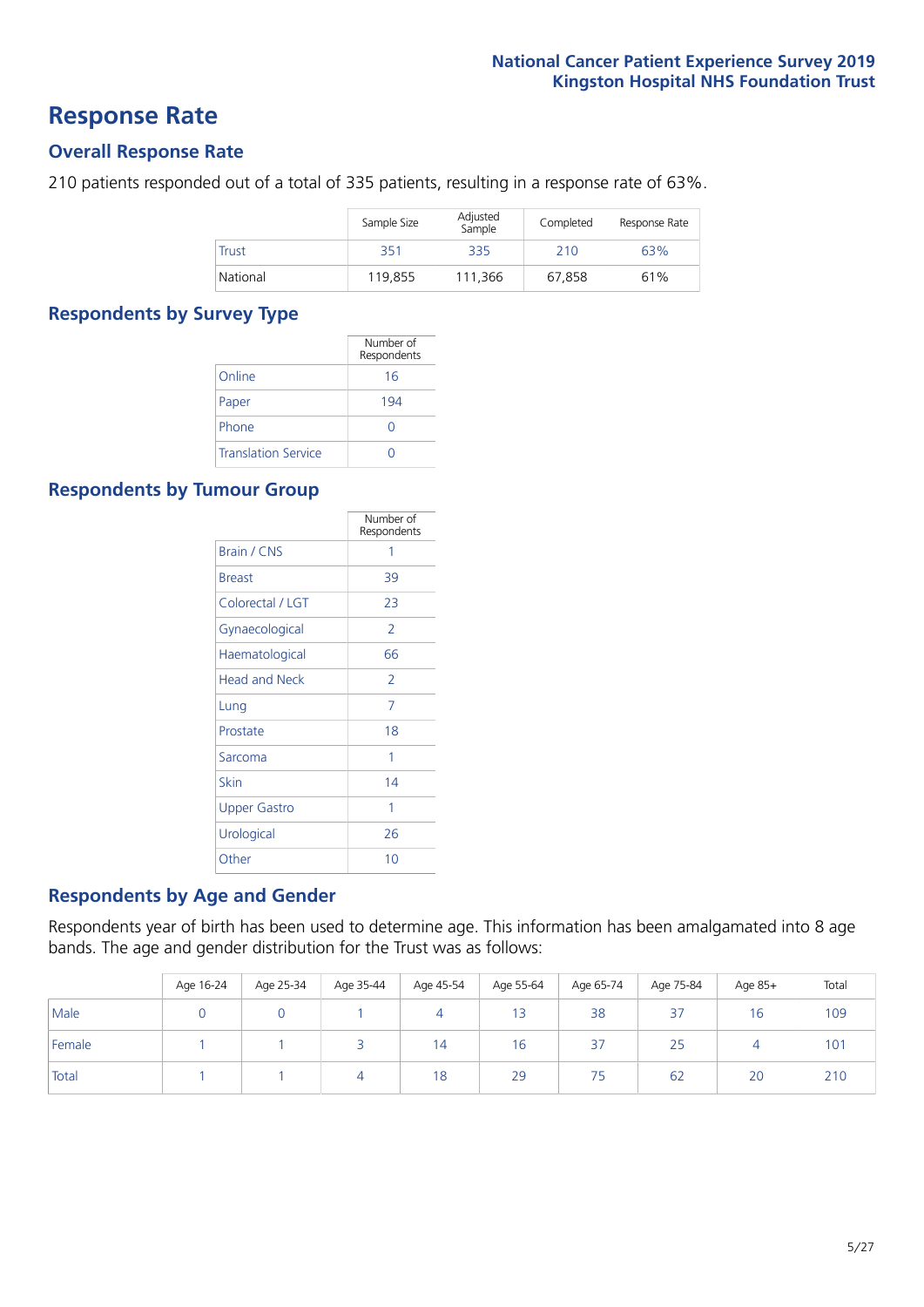# Response Rate

## Overall Response Rate

210 patients responded out of a total of 335 patients, resulting in a response rate of 63%.

| | Sample Size | Adjusted Sample | Completed | Response Rate |
|---|---|---|---|---|
| Trust | 351 | 335 | 210 | 63% |
| National | 119,855 | 111,366 | 67,858 | 61% |

## Respondents by Survey Type

| | Number of Respondents |
|---|---|
| Online | 16 |
| Paper | 194 |
| Phone | 0 |
| Translation Service | 0 |

## Respondents by Tumour Group

| | Number of Respondents |
|---|---|
| Brain / CNS | 1 |
| Breast | 39 |
| Colorectal / LGT | 23 |
| Gynaecological | 2 |
| Haematological | 66 |
| Head and Neck | 2 |
| Lung | 7 |
| Prostate | 18 |
| Sarcoma | 1 |
| Skin | 14 |
| Upper Gastro | 1 |
| Urological | 26 |
| Other | 10 |

## Respondents by Age and Gender

Respondents year of birth has been used to determine age. This information has been amalgamated into 8 age bands. The age and gender distribution for the Trust was as follows:

| | Age 16-24 | Age 25-34 | Age 35-44 | Age 45-54 | Age 55-64 | Age 65-74 | Age 75-84 | Age 85+ | Total |
|---|---|---|---|---|---|---|---|---|---|
| Male | 0 | 0 | 1 | 4 | 13 | 38 | 37 | 16 | 109 |
| Female | 1 | 1 | 3 | 14 | 16 | 37 | 25 | 4 | 101 |
| Total | 1 | 1 | 4 | 18 | 29 | 75 | 62 | 20 | 210 |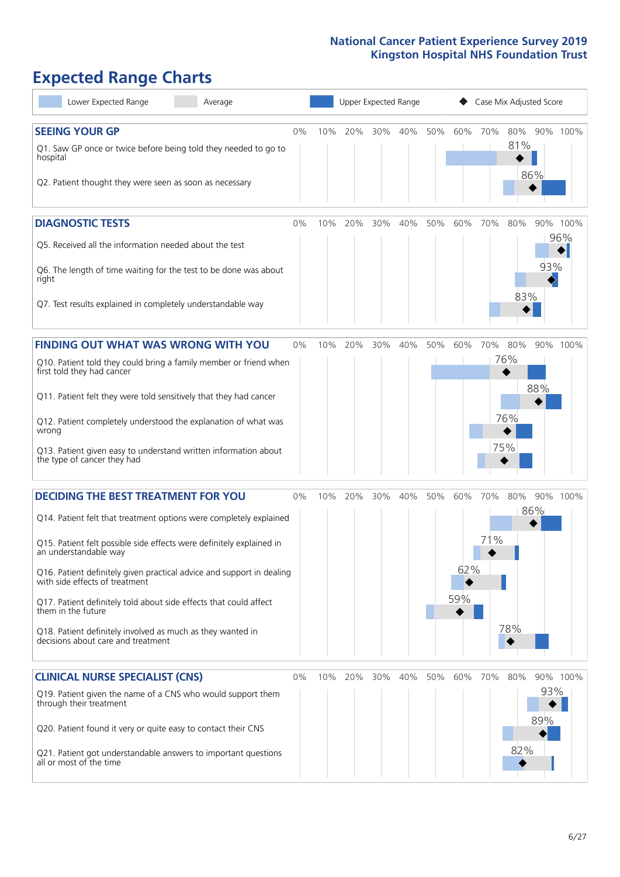# Expected Range Charts

Lower Expected Range | Average | Upper Expected Range | Case Mix Adjusted Score

## SEEING YOUR GP

| Question | Case Mix Adjusted Score |
|---|---|
| Q1. Saw GP once or twice before being told they needed to go to hospital | 81% |
| Q2. Patient thought they were seen as soon as necessary | 86% |

## DIAGNOSTIC TESTS

| Question | Case Mix Adjusted Score |
|---|---|
| Q5. Received all the information needed about the test | 96% |
| Q6. The length of time waiting for the test to be done was about right | 93% |
| Q7. Test results explained in completely understandable way | 83% |

## FINDING OUT WHAT WAS WRONG WITH YOU

| Question | Case Mix Adjusted Score |
|---|---|
| Q10. Patient told they could bring a family member or friend when first told they had cancer | 76% |
| Q11. Patient felt they were told sensitively that they had cancer | 88% |
| Q12. Patient completely understood the explanation of what was wrong | 76% |
| Q13. Patient given easy to understand written information about the type of cancer they had | 75% |

## DECIDING THE BEST TREATMENT FOR YOU

| Question | Case Mix Adjusted Score |
|---|---|
| Q14. Patient felt that treatment options were completely explained | 86% |
| Q15. Patient felt possible side effects were definitely explained in an understandable way | 71% |
| Q16. Patient definitely given practical advice and support in dealing with side effects of treatment | 62% |
| Q17. Patient definitely told about side effects that could affect them in the future | 59% |
| Q18. Patient definitely involved as much as they wanted in decisions about care and treatment | 78% |

## CLINICAL NURSE SPECIALIST (CNS)

| Question | Case Mix Adjusted Score |
|---|---|
| Q19. Patient given the name of a CNS who would support them through their treatment | 93% |
| Q20. Patient found it very or quite easy to contact their CNS | 89% |
| Q21. Patient got understandable answers to important questions all or most of the time | 82% |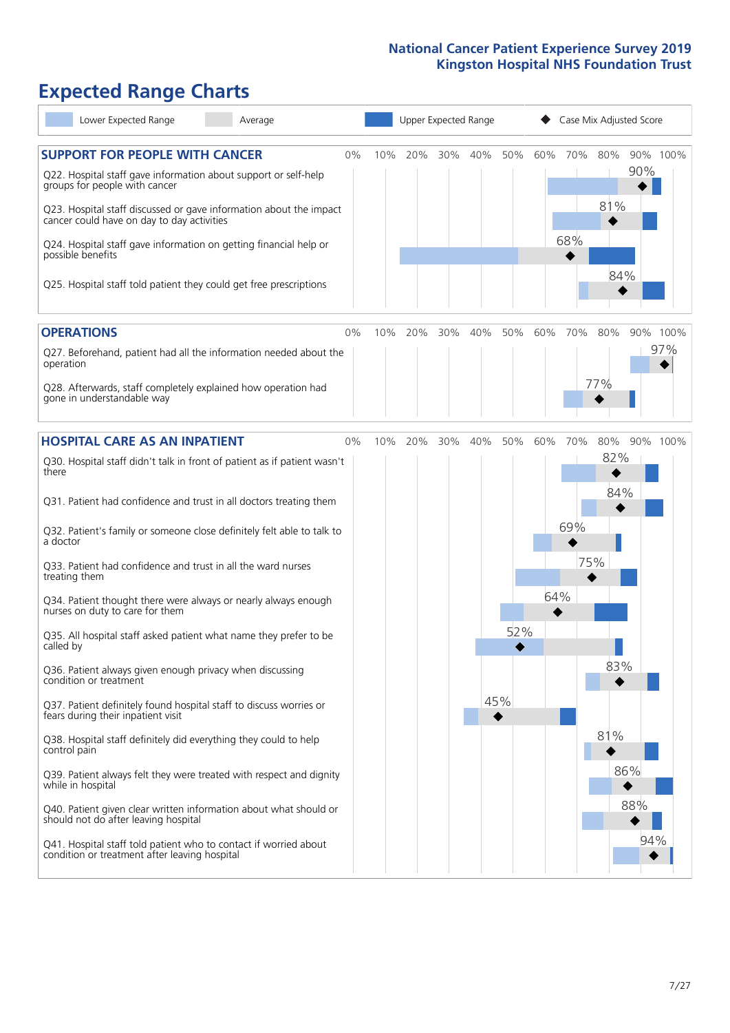# Expected Range Charts

Lower Expected Range | Average | Upper Expected Range | ◆ Case Mix Adjusted Score

## SUPPORT FOR PEOPLE WITH CANCER

| Question | Case Mix Adjusted Score |
|---|---|
| Q22. Hospital staff gave information about support or self-help groups for people with cancer | 90% |
| Q23. Hospital staff discussed or gave information about the impact cancer could have on day to day activities | 81% |
| Q24. Hospital staff gave information on getting financial help or possible benefits | 68% |
| Q25. Hospital staff told patient they could get free prescriptions | 84% |

## OPERATIONS

| Question | Case Mix Adjusted Score |
|---|---|
| Q27. Beforehand, patient had all the information needed about the operation | 97% |
| Q28. Afterwards, staff completely explained how operation had gone in understandable way | 77% |

## HOSPITAL CARE AS AN INPATIENT

| Question | Case Mix Adjusted Score |
|---|---|
| Q30. Hospital staff didn't talk in front of patient as if patient wasn't there | 82% |
| Q31. Patient had confidence and trust in all doctors treating them | 84% |
| Q32. Patient's family or someone close definitely felt able to talk to a doctor | 69% |
| Q33. Patient had confidence and trust in all the ward nurses treating them | 75% |
| Q34. Patient thought there were always or nearly always enough nurses on duty to care for them | 64% |
| Q35. All hospital staff asked patient what name they prefer to be called by | 52% |
| Q36. Patient always given enough privacy when discussing condition or treatment | 83% |
| Q37. Patient definitely found hospital staff to discuss worries or fears during their inpatient visit | 45% |
| Q38. Hospital staff definitely did everything they could to help control pain | 81% |
| Q39. Patient always felt they were treated with respect and dignity while in hospital | 86% |
| Q40. Patient given clear written information about what should or should not do after leaving hospital | 88% |
| Q41. Hospital staff told patient who to contact if worried about condition or treatment after leaving hospital | 94% |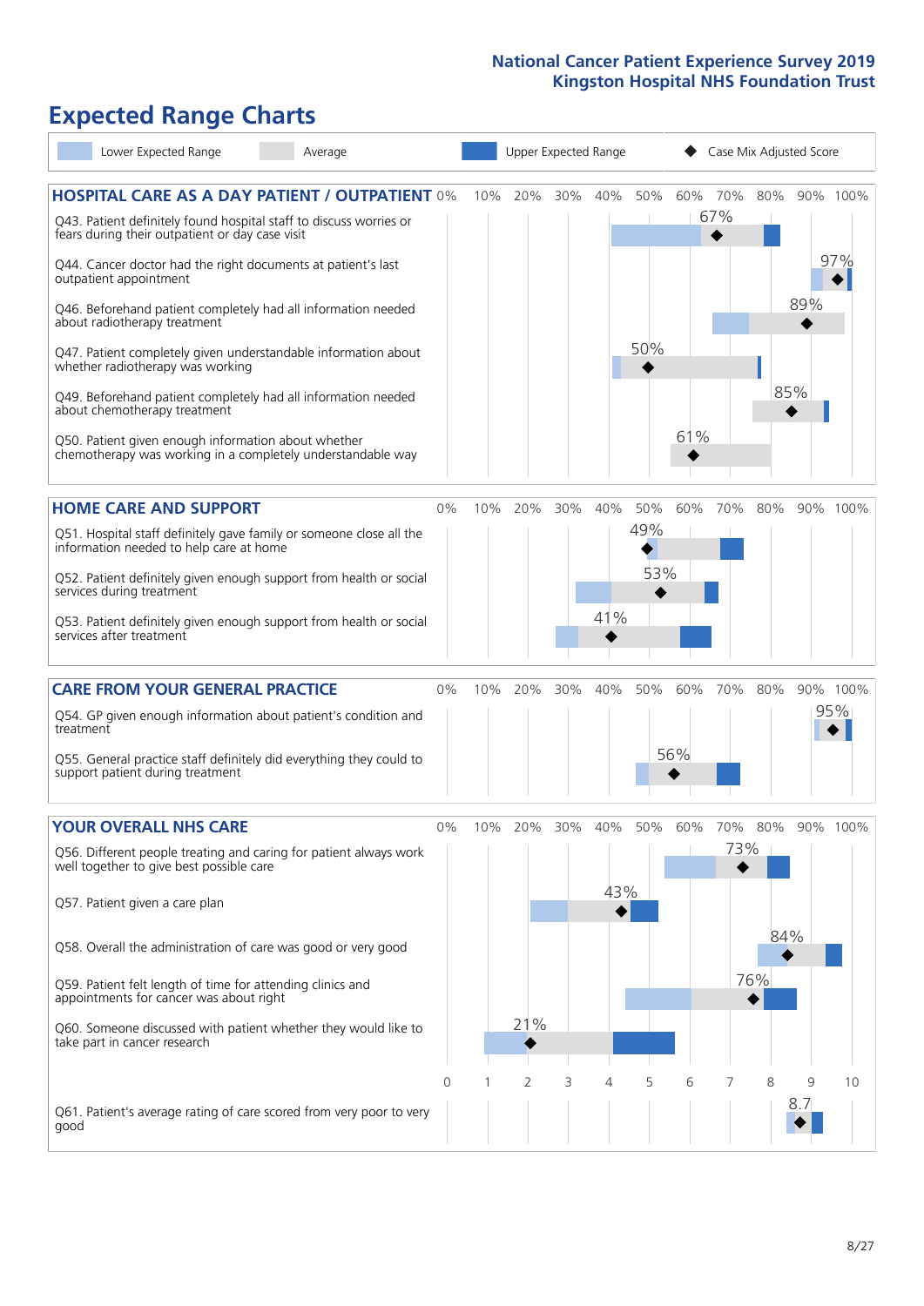National Cancer Patient Experience Survey 2019
Kingston Hospital NHS Foundation Trust

# Expected Range Charts

Lower Expected Range | Average | Upper Expected Range | ◆ Case Mix Adjusted Score

## HOSPITAL CARE AS A DAY PATIENT / OUTPATIENT

| Question | Case Mix Adjusted Score |
|---|---|
| Q43. Patient definitely found hospital staff to discuss worries or fears during their outpatient or day case visit | 67% |
| Q44. Cancer doctor had the right documents at patient's last outpatient appointment | 97% |
| Q46. Beforehand patient completely had all information needed about radiotherapy treatment | 89% |
| Q47. Patient completely given understandable information about whether radiotherapy was working | 50% |
| Q49. Beforehand patient completely had all information needed about chemotherapy treatment | 85% |
| Q50. Patient given enough information about whether chemotherapy was working in a completely understandable way | 61% |

## HOME CARE AND SUPPORT

| Question | Case Mix Adjusted Score |
|---|---|
| Q51. Hospital staff definitely gave family or someone close all the information needed to help care at home | 49% |
| Q52. Patient definitely given enough support from health or social services during treatment | 53% |
| Q53. Patient definitely given enough support from health or social services after treatment | 41% |

## CARE FROM YOUR GENERAL PRACTICE

| Question | Case Mix Adjusted Score |
|---|---|
| Q54. GP given enough information about patient's condition and treatment | 95% |
| Q55. General practice staff definitely did everything they could to support patient during treatment | 56% |

## YOUR OVERALL NHS CARE

| Question | Case Mix Adjusted Score |
|---|---|
| Q56. Different people treating and caring for patient always work well together to give best possible care | 73% |
| Q57. Patient given a care plan | 43% |
| Q58. Overall the administration of care was good or very good | 84% |
| Q59. Patient felt length of time for attending clinics and appointments for cancer was about right | 76% |
| Q60. Someone discussed with patient whether they would like to take part in cancer research | 21% |
| Q61. Patient's average rating of care scored from very poor to very good (scale 0–10) | 8.7 |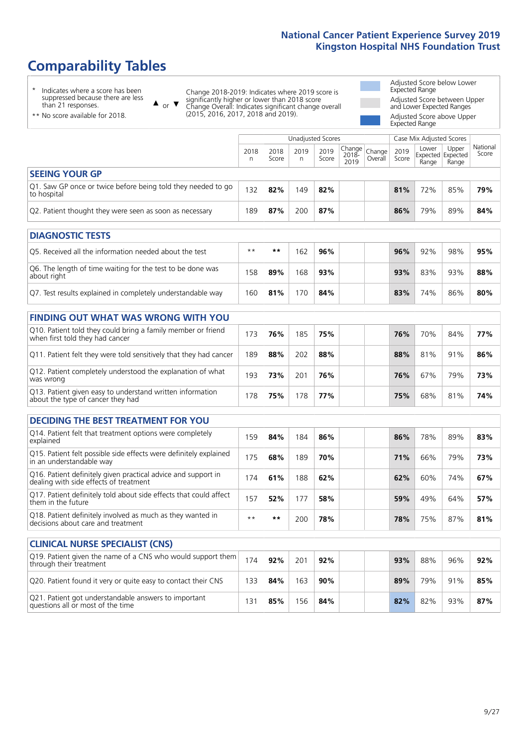# Comparability Tables

\* Indicates where a score has been suppressed because there are less than 21 responses.

\*\* No score available for 2018.

▲ or ▼ Change 2018-2019: Indicates where 2019 score is significantly higher or lower than 2018 score. Change Overall: Indicates significant change overall (2015, 2016, 2017, 2018 and 2019).

Adjusted Score below Lower Expected Range

Adjusted Score between Upper and Lower Expected Ranges

Adjusted Score above Upper Expected Range

| | Unadjusted Scores | | | | | | Case Mix Adjusted Scores | | | |
|---|---|---|---|---|---|---|---|---|---|---|
| | 2018 n | 2018 Score | 2019 n | 2019 Score | Change 2018-2019 | Change Overall | 2019 Score | Lower Expected Range | Upper Expected Range | National Score |
| **SEEING YOUR GP** | | | | | | | | | | |
| Q1. Saw GP once or twice before being told they needed to go to hospital | 132 | **82%** | 149 | **82%** | | | **81%** | 72% | 85% | **79%** |
| Q2. Patient thought they were seen as soon as necessary | 189 | **87%** | 200 | **87%** | | | **86%** | 79% | 89% | **84%** |
| **DIAGNOSTIC TESTS** | | | | | | | | | | |
| Q5. Received all the information needed about the test | ** | ** | 162 | **96%** | | | **96%** | 92% | 98% | **95%** |
| Q6. The length of time waiting for the test to be done was about right | 158 | **89%** | 168 | **93%** | | | **93%** | 83% | 93% | **88%** |
| Q7. Test results explained in completely understandable way | 160 | **81%** | 170 | **84%** | | | **83%** | 74% | 86% | **80%** |
| **FINDING OUT WHAT WAS WRONG WITH YOU** | | | | | | | | | | |
| Q10. Patient told they could bring a family member or friend when first told they had cancer | 173 | **76%** | 185 | **75%** | | | **76%** | 70% | 84% | **77%** |
| Q11. Patient felt they were told sensitively that they had cancer | 189 | **88%** | 202 | **88%** | | | **88%** | 81% | 91% | **86%** |
| Q12. Patient completely understood the explanation of what was wrong | 193 | **73%** | 201 | **76%** | | | **76%** | 67% | 79% | **73%** |
| Q13. Patient given easy to understand written information about the type of cancer they had | 178 | **75%** | 178 | **77%** | | | **75%** | 68% | 81% | **74%** |
| **DECIDING THE BEST TREATMENT FOR YOU** | | | | | | | | | | |
| Q14. Patient felt that treatment options were completely explained | 159 | **84%** | 184 | **86%** | | | **86%** | 78% | 89% | **83%** |
| Q15. Patient felt possible side effects were definitely explained in an understandable way | 175 | **68%** | 189 | **70%** | | | **71%** | 66% | 79% | **73%** |
| Q16. Patient definitely given practical advice and support in dealing with side effects of treatment | 174 | **61%** | 188 | **62%** | | | **62%** | 60% | 74% | **67%** |
| Q17. Patient definitely told about side effects that could affect them in the future | 157 | **52%** | 177 | **58%** | | | **59%** | 49% | 64% | **57%** |
| Q18. Patient definitely involved as much as they wanted in decisions about care and treatment | ** | ** | 200 | **78%** | | | **78%** | 75% | 87% | **81%** |
| **CLINICAL NURSE SPECIALIST (CNS)** | | | | | | | | | | |
| Q19. Patient given the name of a CNS who would support them through their treatment | 174 | **92%** | 201 | **92%** | | | **93%** | 88% | 96% | **92%** |
| Q20. Patient found it very or quite easy to contact their CNS | 133 | **84%** | 163 | **90%** | | | **89%** | 79% | 91% | **85%** |
| Q21. Patient got understandable answers to important questions all or most of the time | 131 | **85%** | 156 | **84%** | | | **82%** | 82% | 93% | **87%** |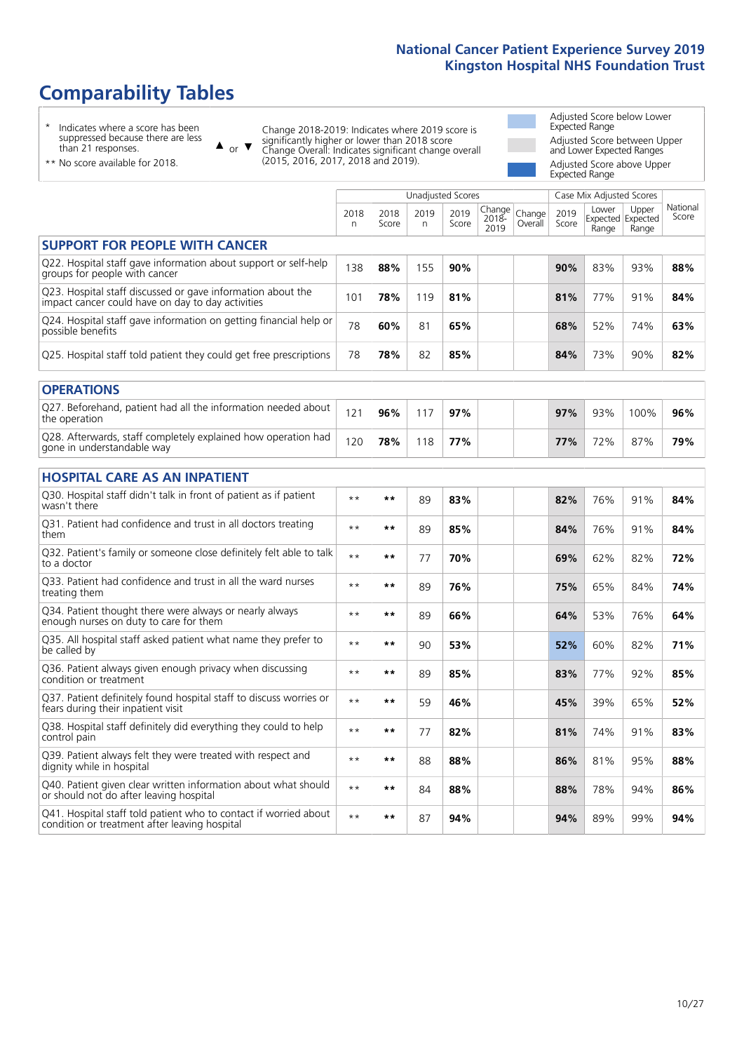# Comparability Tables

\* Indicates where a score has been suppressed because there are less than 21 responses.

\*\* No score available for 2018.

▲ or ▼ Change 2018-2019: Indicates where 2019 score is significantly higher or lower than 2018 score. Change Overall: Indicates significant change overall (2015, 2016, 2017, 2018 and 2019).

Adjusted Score below Lower Expected Range

Adjusted Score between Upper and Lower Expected Ranges

Adjusted Score above Upper Expected Range

| | Unadjusted Scores | | | | | | Case Mix Adjusted Scores | | | |
|---|---|---|---|---|---|---|---|---|---|---|
| | 2018 n | 2018 Score | 2019 n | 2019 Score | Change 2018-2019 | Change Overall | 2019 Score | Lower Expected Range | Upper Expected Range | National Score |
| **SUPPORT FOR PEOPLE WITH CANCER** | | | | | | | | | | |
| Q22. Hospital staff gave information about support or self-help groups for people with cancer | 138 | **88%** | 155 | **90%** | | | **90%** | 83% | 93% | **88%** |
| Q23. Hospital staff discussed or gave information about the impact cancer could have on day to day activities | 101 | **78%** | 119 | **81%** | | | **81%** | 77% | 91% | **84%** |
| Q24. Hospital staff gave information on getting financial help or possible benefits | 78 | **60%** | 81 | **65%** | | | **68%** | 52% | 74% | **63%** |
| Q25. Hospital staff told patient they could get free prescriptions | 78 | **78%** | 82 | **85%** | | | **84%** | 73% | 90% | **82%** |
| **OPERATIONS** | | | | | | | | | | |
| Q27. Beforehand, patient had all the information needed about the operation | 121 | **96%** | 117 | **97%** | | | **97%** | 93% | 100% | **96%** |
| Q28. Afterwards, staff completely explained how operation had gone in understandable way | 120 | **78%** | 118 | **77%** | | | **77%** | 72% | 87% | **79%** |
| **HOSPITAL CARE AS AN INPATIENT** | | | | | | | | | | |
| Q30. Hospital staff didn't talk in front of patient as if patient wasn't there | ** | ** | 89 | **83%** | | | **82%** | 76% | 91% | **84%** |
| Q31. Patient had confidence and trust in all doctors treating them | ** | ** | 89 | **85%** | | | **84%** | 76% | 91% | **84%** |
| Q32. Patient's family or someone close definitely felt able to talk to a doctor | ** | ** | 77 | **70%** | | | **69%** | 62% | 82% | **72%** |
| Q33. Patient had confidence and trust in all the ward nurses treating them | ** | ** | 89 | **76%** | | | **75%** | 65% | 84% | **74%** |
| Q34. Patient thought there were always or nearly always enough nurses on duty to care for them | ** | ** | 89 | **66%** | | | **64%** | 53% | 76% | **64%** |
| Q35. All hospital staff asked patient what name they prefer to be called by | ** | ** | 90 | **53%** | | | **52%** | 60% | 82% | **71%** |
| Q36. Patient always given enough privacy when discussing condition or treatment | ** | ** | 89 | **85%** | | | **83%** | 77% | 92% | **85%** |
| Q37. Patient definitely found hospital staff to discuss worries or fears during their inpatient visit | ** | ** | 59 | **46%** | | | **45%** | 39% | 65% | **52%** |
| Q38. Hospital staff definitely did everything they could to help control pain | ** | ** | 77 | **82%** | | | **81%** | 74% | 91% | **83%** |
| Q39. Patient always felt they were treated with respect and dignity while in hospital | ** | ** | 88 | **88%** | | | **86%** | 81% | 95% | **88%** |
| Q40. Patient given clear written information about what should or should not do after leaving hospital | ** | ** | 84 | **88%** | | | **88%** | 78% | 94% | **86%** |
| Q41. Hospital staff told patient who to contact if worried about condition or treatment after leaving hospital | ** | ** | 87 | **94%** | | | **94%** | 89% | 99% | **94%** |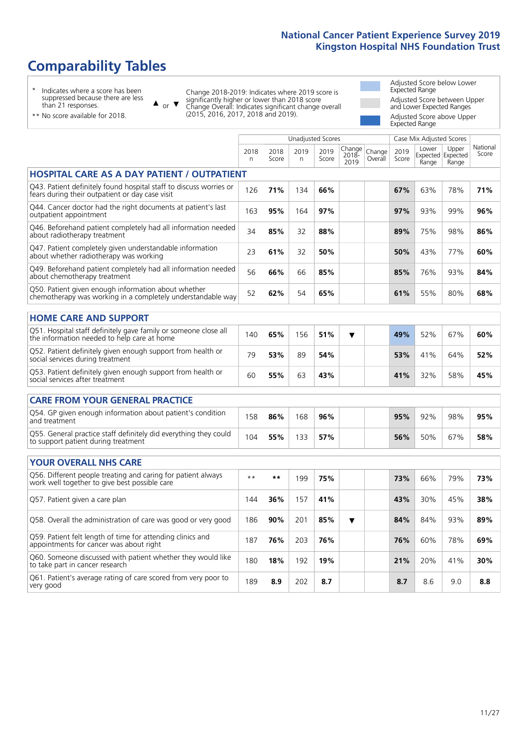# Comparability Tables

\* Indicates where a score has been suppressed because there are less than 21 responses.

\*\* No score available for 2018.

▲ or ▼ Change 2018-2019: Indicates where 2019 score is significantly higher or lower than 2018 score. Change Overall: Indicates significant change overall (2015, 2016, 2017, 2018 and 2019).

Adjusted Score below Lower Expected Range

Adjusted Score between Upper and Lower Expected Ranges

Adjusted Score above Upper Expected Range

| | Unadjusted Scores | | | | | | Case Mix Adjusted Scores | | | |
|---|---|---|---|---|---|---|---|---|---|---|
| | 2018 n | 2018 Score | 2019 n | 2019 Score | Change 2018-2019 | Change Overall | 2019 Score | Lower Expected Range | Upper Expected Range | National Score |
| **HOSPITAL CARE AS A DAY PATIENT / OUTPATIENT** | | | | | | | | | | |
| Q43. Patient definitely found hospital staff to discuss worries or fears during their outpatient or day case visit | 126 | **71%** | 134 | **66%** | | | **67%** | 63% | 78% | **71%** |
| Q44. Cancer doctor had the right documents at patient's last outpatient appointment | 163 | **95%** | 164 | **97%** | | | **97%** | 93% | 99% | **96%** |
| Q46. Beforehand patient completely had all information needed about radiotherapy treatment | 34 | **85%** | 32 | **88%** | | | **89%** | 75% | 98% | **86%** |
| Q47. Patient completely given understandable information about whether radiotherapy was working | 23 | **61%** | 32 | **50%** | | | **50%** | 43% | 77% | **60%** |
| Q49. Beforehand patient completely had all information needed about chemotherapy treatment | 56 | **66%** | 66 | **85%** | | | **85%** | 76% | 93% | **84%** |
| Q50. Patient given enough information about whether chemotherapy was working in a completely understandable way | 52 | **62%** | 54 | **65%** | | | **61%** | 55% | 80% | **68%** |
| **HOME CARE AND SUPPORT** | | | | | | | | | | |
| Q51. Hospital staff definitely gave family or someone close all the information needed to help care at home | 140 | **65%** | 156 | **51%** | ▼ | | **49%** | 52% | 67% | **60%** |
| Q52. Patient definitely given enough support from health or social services during treatment | 79 | **53%** | 89 | **54%** | | | **53%** | 41% | 64% | **52%** |
| Q53. Patient definitely given enough support from health or social services after treatment | 60 | **55%** | 63 | **43%** | | | **41%** | 32% | 58% | **45%** |
| **CARE FROM YOUR GENERAL PRACTICE** | | | | | | | | | | |
| Q54. GP given enough information about patient's condition and treatment | 158 | **86%** | 168 | **96%** | | | **95%** | 92% | 98% | **95%** |
| Q55. General practice staff definitely did everything they could to support patient during treatment | 104 | **55%** | 133 | **57%** | | | **56%** | 50% | 67% | **58%** |
| **YOUR OVERALL NHS CARE** | | | | | | | | | | |
| Q56. Different people treating and caring for patient always work well together to give best possible care | \*\* | **\*\*** | 199 | **75%** | | | **73%** | 66% | 79% | **73%** |
| Q57. Patient given a care plan | 144 | **36%** | 157 | **41%** | | | **43%** | 30% | 45% | **38%** |
| Q58. Overall the administration of care was good or very good | 186 | **90%** | 201 | **85%** | ▼ | | **84%** | 84% | 93% | **89%** |
| Q59. Patient felt length of time for attending clinics and appointments for cancer was about right | 187 | **76%** | 203 | **76%** | | | **76%** | 60% | 78% | **69%** |
| Q60. Someone discussed with patient whether they would like to take part in cancer research | 180 | **18%** | 192 | **19%** | | | **21%** | 20% | 41% | **30%** |
| Q61. Patient's average rating of care scored from very poor to very good | 189 | **8.9** | 202 | **8.7** | | | **8.7** | 8.6 | 9.0 | **8.8** |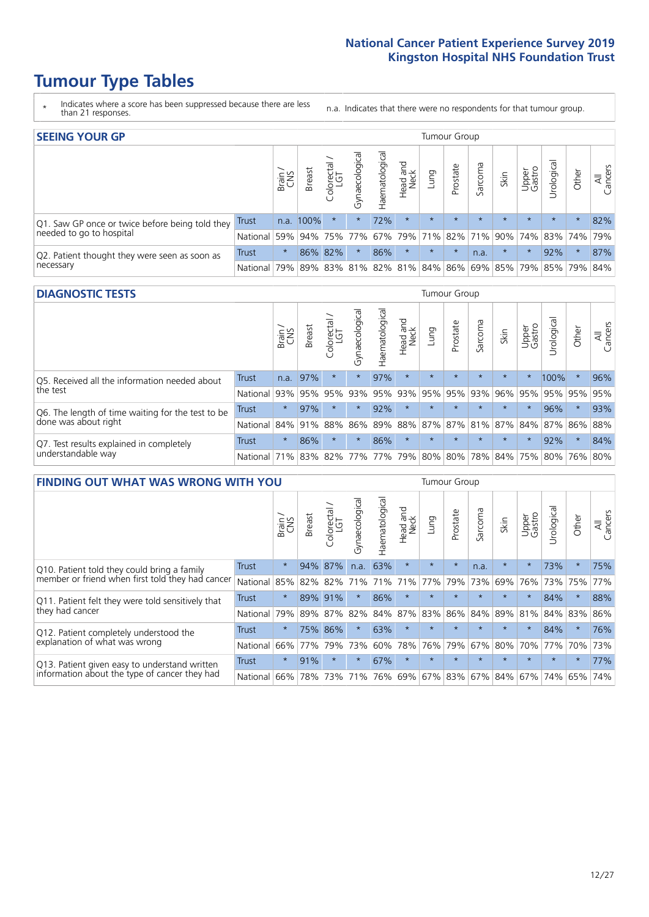# Tumour Type Tables

\* Indicates where a score has been suppressed because there are less than 21 responses.

n.a. Indicates that there were no respondents for that tumour group.

## SEEING YOUR GP

| | | Tumour Group | | | | | | | | | | | | | |
|---|---|---|---|---|---|---|---|---|---|---|---|---|---|---|---|
| | | Brain / CNS | Breast | Colorectal / LGT | Gynaecological | Haematological | Head and Neck | Lung | Prostate | Sarcoma | Skin | Upper Gastro | Urological | Other | All Cancers |
| Q1. Saw GP once or twice before being told they needed to go to hospital | Trust | n.a. | 100% | * | * | 72% | * | * | * | * | * | * | * | * | 82% |
| | National | 59% | 94% | 75% | 77% | 67% | 79% | 71% | 82% | 71% | 90% | 74% | 83% | 74% | 79% |
| Q2. Patient thought they were seen as soon as necessary | Trust | * | 86% | 82% | * | 86% | * | * | * | n.a. | * | * | 92% | * | 87% |
| | National | 79% | 89% | 83% | 81% | 82% | 81% | 84% | 86% | 69% | 85% | 79% | 85% | 79% | 84% |

## DIAGNOSTIC TESTS

| | | Tumour Group | | | | | | | | | | | | | |
|---|---|---|---|---|---|---|---|---|---|---|---|---|---|---|---|
| | | Brain / CNS | Breast | Colorectal / LGT | Gynaecological | Haematological | Head and Neck | Lung | Prostate | Sarcoma | Skin | Upper Gastro | Urological | Other | All Cancers |
| Q5. Received all the information needed about the test | Trust | n.a. | 97% | * | * | 97% | * | * | * | * | * | * | 100% | * | 96% |
| | National | 93% | 95% | 95% | 93% | 95% | 93% | 95% | 95% | 93% | 96% | 95% | 95% | 95% | 95% |
| Q6. The length of time waiting for the test to be done was about right | Trust | * | 97% | * | * | 92% | * | * | * | * | * | * | 96% | * | 93% |
| | National | 84% | 91% | 88% | 86% | 89% | 88% | 87% | 87% | 81% | 87% | 84% | 87% | 86% | 88% |
| Q7. Test results explained in completely understandable way | Trust | * | 86% | * | * | 86% | * | * | * | * | * | * | 92% | * | 84% |
| | National | 71% | 83% | 82% | 77% | 77% | 79% | 80% | 80% | 78% | 84% | 75% | 80% | 76% | 80% |

## FINDING OUT WHAT WAS WRONG WITH YOU

| | | Tumour Group | | | | | | | | | | | | | |
|---|---|---|---|---|---|---|---|---|---|---|---|---|---|---|---|
| | | Brain / CNS | Breast | Colorectal / LGT | Gynaecological | Haematological | Head and Neck | Lung | Prostate | Sarcoma | Skin | Upper Gastro | Urological | Other | All Cancers |
| Q10. Patient told they could bring a family member or friend when first told they had cancer | Trust | * | 94% | 87% | n.a. | 63% | * | * | * | n.a. | * | * | 73% | * | 75% |
| | National | 85% | 82% | 82% | 71% | 71% | 71% | 77% | 79% | 73% | 69% | 76% | 73% | 75% | 77% |
| Q11. Patient felt they were told sensitively that they had cancer | Trust | * | 89% | 91% | * | 86% | * | * | * | * | * | * | 84% | * | 88% |
| | National | 79% | 89% | 87% | 82% | 84% | 87% | 83% | 86% | 84% | 89% | 81% | 84% | 83% | 86% |
| Q12. Patient completely understood the explanation of what was wrong | Trust | * | 75% | 86% | * | 63% | * | * | * | * | * | * | 84% | * | 76% |
| | National | 66% | 77% | 79% | 73% | 60% | 78% | 76% | 79% | 67% | 80% | 70% | 77% | 70% | 73% |
| Q13. Patient given easy to understand written information about the type of cancer they had | Trust | * | 91% | * | * | 67% | * | * | * | * | * | * | * | * | 77% |
| | National | 66% | 78% | 73% | 71% | 76% | 69% | 67% | 83% | 67% | 84% | 67% | 74% | 65% | 74% |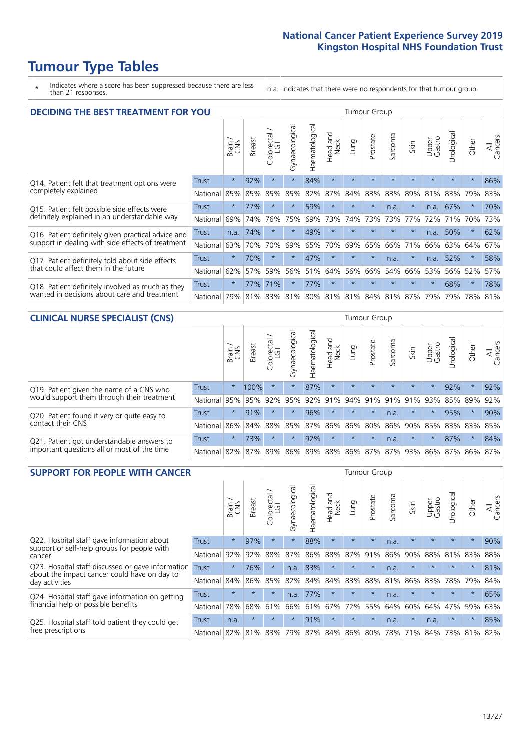# Tumour Type Tables

- \* Indicates where a score has been suppressed because there are less than 21 responses.
- n.a. Indicates that there were no respondents for that tumour group.

## DECIDING THE BEST TREATMENT FOR YOU

| | | Brain / CNS | Breast | Colorectal / LGT | Gynaecological | Haematological | Head and Neck | Lung | Prostate | Sarcoma | Skin | Upper Gastro | Urological | Other | All Cancers |
|---|---|---|---|---|---|---|---|---|---|---|---|---|---|---|---|
| Q14. Patient felt that treatment options were completely explained | Trust | * | 92% | * | * | 84% | * | * | * | * | * | * | * | * | 86% |
| | National | 85% | 85% | 85% | 85% | 82% | 87% | 84% | 83% | 83% | 89% | 81% | 83% | 79% | 83% |
| Q15. Patient felt possible side effects were definitely explained in an understandable way | Trust | * | 77% | * | * | 59% | * | * | * | n.a. | * | n.a. | 67% | * | 70% |
| | National | 69% | 74% | 76% | 75% | 69% | 73% | 74% | 73% | 73% | 77% | 72% | 71% | 70% | 73% |
| Q16. Patient definitely given practical advice and support in dealing with side effects of treatment | Trust | n.a. | 74% | * | * | 49% | * | * | * | * | * | n.a. | 50% | * | 62% |
| | National | 63% | 70% | 70% | 69% | 65% | 70% | 69% | 65% | 66% | 71% | 66% | 63% | 64% | 67% |
| Q17. Patient definitely told about side effects that could affect them in the future | Trust | * | 70% | * | * | 47% | * | * | * | n.a. | * | n.a. | 52% | * | 58% |
| | National | 62% | 57% | 59% | 56% | 51% | 64% | 56% | 66% | 54% | 66% | 53% | 56% | 52% | 57% |
| Q18. Patient definitely involved as much as they wanted in decisions about care and treatment | Trust | * | 77% | 71% | * | 77% | * | * | * | * | * | * | 68% | * | 78% |
| | National | 79% | 81% | 83% | 81% | 80% | 81% | 81% | 84% | 81% | 87% | 79% | 79% | 78% | 81% |

## CLINICAL NURSE SPECIALIST (CNS)

| | | Brain / CNS | Breast | Colorectal / LGT | Gynaecological | Haematological | Head and Neck | Lung | Prostate | Sarcoma | Skin | Upper Gastro | Urological | Other | All Cancers |
|---|---|---|---|---|---|---|---|---|---|---|---|---|---|---|---|
| Q19. Patient given the name of a CNS who would support them through their treatment | Trust | * | 100% | * | * | 87% | * | * | * | * | * | * | 92% | * | 92% |
| | National | 95% | 95% | 92% | 95% | 92% | 91% | 94% | 91% | 91% | 91% | 93% | 85% | 89% | 92% |
| Q20. Patient found it very or quite easy to contact their CNS | Trust | * | 91% | * | * | 96% | * | * | * | n.a. | * | * | 95% | * | 90% |
| | National | 86% | 84% | 88% | 85% | 87% | 86% | 86% | 80% | 86% | 90% | 85% | 83% | 83% | 85% |
| Q21. Patient got understandable answers to important questions all or most of the time | Trust | * | 73% | * | * | 92% | * | * | * | n.a. | * | * | 87% | * | 84% |
| | National | 82% | 87% | 89% | 86% | 89% | 88% | 86% | 87% | 87% | 93% | 86% | 87% | 86% | 87% |

## SUPPORT FOR PEOPLE WITH CANCER

| | | Brain / CNS | Breast | Colorectal / LGT | Gynaecological | Haematological | Head and Neck | Lung | Prostate | Sarcoma | Skin | Upper Gastro | Urological | Other | All Cancers |
|---|---|---|---|---|---|---|---|---|---|---|---|---|---|---|---|
| Q22. Hospital staff gave information about support or self-help groups for people with cancer | Trust | * | 97% | * | * | 88% | * | * | * | n.a. | * | * | * | * | 90% |
| | National | 92% | 92% | 88% | 87% | 86% | 88% | 87% | 91% | 86% | 90% | 88% | 81% | 83% | 88% |
| Q23. Hospital staff discussed or gave information about the impact cancer could have on day to day activities | Trust | * | 76% | * | n.a. | 83% | * | * | * | n.a. | * | * | * | * | 81% |
| | National | 84% | 86% | 85% | 82% | 84% | 84% | 83% | 88% | 81% | 86% | 83% | 78% | 79% | 84% |
| Q24. Hospital staff gave information on getting financial help or possible benefits | Trust | * | * | * | n.a. | 77% | * | * | * | n.a. | * | * | * | * | 65% |
| | National | 78% | 68% | 61% | 66% | 61% | 67% | 72% | 55% | 64% | 60% | 64% | 47% | 59% | 63% |
| Q25. Hospital staff told patient they could get free prescriptions | Trust | n.a. | * | * | * | 91% | * | * | * | n.a. | * | n.a. | * | * | 85% |
| | National | 82% | 81% | 83% | 79% | 87% | 84% | 86% | 80% | 78% | 71% | 84% | 73% | 81% | 82% |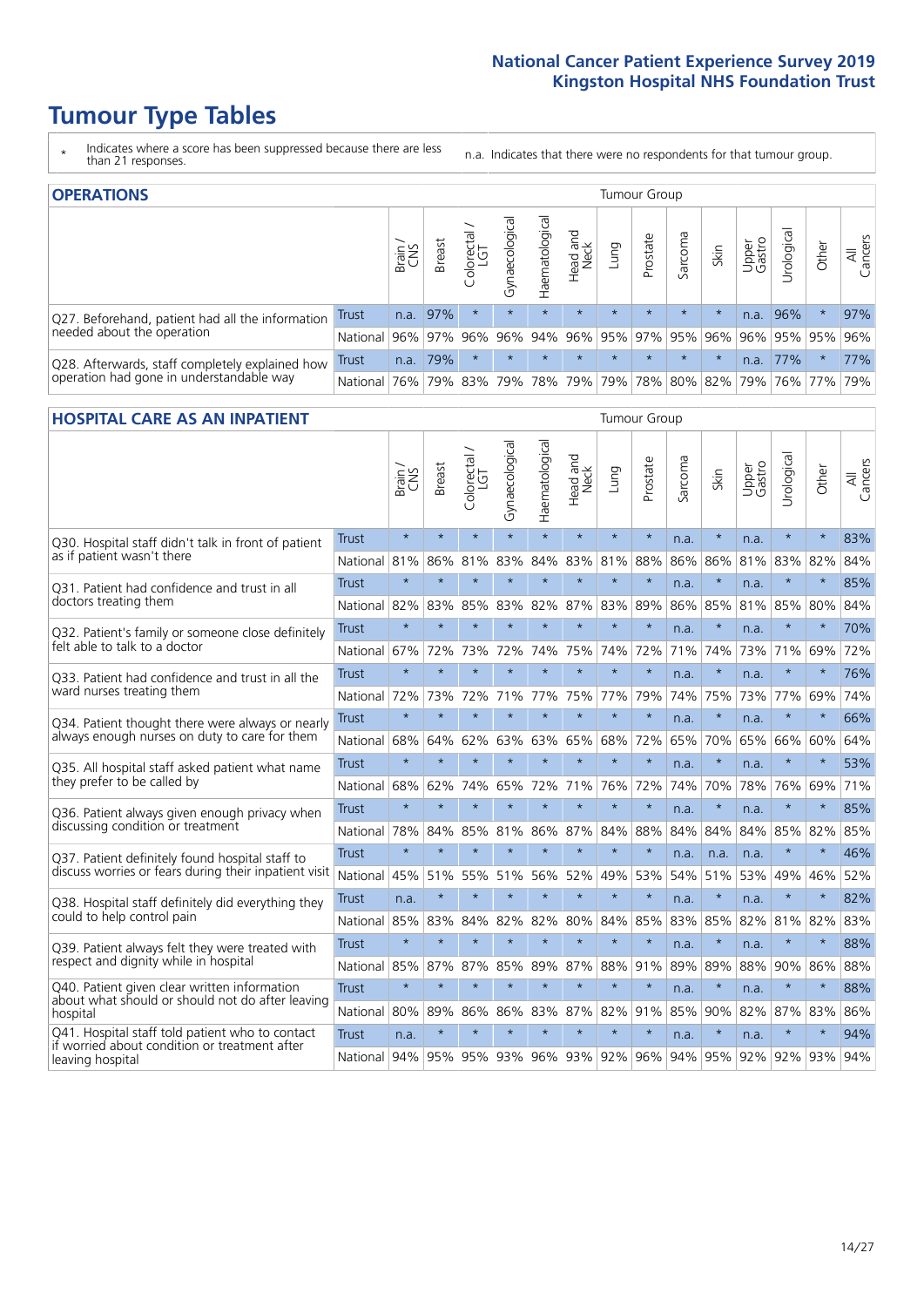# Tumour Type Tables

\* Indicates where a score has been suppressed because there are less than 21 responses.

n.a. Indicates that there were no respondents for that tumour group.

## OPERATIONS

| | | Brain / CNS | Breast | Colorectal / LGT | Gynaecological | Haematological | Head and Neck | Lung | Prostate | Sarcoma | Skin | Upper Gastro | Urological | Other | All Cancers |
|---|---|---|---|---|---|---|---|---|---|---|---|---|---|---|---|
| Q27. Beforehand, patient had all the information needed about the operation | Trust | n.a. | 97% | * | * | * | * | * | * | * | * | n.a. | 96% | * | 97% |
| | National | 96% | 97% | 96% | 96% | 94% | 96% | 95% | 97% | 95% | 96% | 96% | 95% | 95% | 96% |
| Q28. Afterwards, staff completely explained how operation had gone in understandable way | Trust | n.a. | 79% | * | * | * | * | * | * | * | * | n.a. | 77% | * | 77% |
| | National | 76% | 79% | 83% | 79% | 78% | 79% | 79% | 78% | 80% | 82% | 79% | 76% | 77% | 79% |

## HOSPITAL CARE AS AN INPATIENT

| | | Brain / CNS | Breast | Colorectal / LGT | Gynaecological | Haematological | Head and Neck | Lung | Prostate | Sarcoma | Skin | Upper Gastro | Urological | Other | All Cancers |
|---|---|---|---|---|---|---|---|---|---|---|---|---|---|---|---|
| Q30. Hospital staff didn't talk in front of patient as if patient wasn't there | Trust | * | * | * | * | * | * | * | * | n.a. | * | n.a. | * | * | 83% |
| | National | 81% | 86% | 81% | 83% | 84% | 83% | 81% | 88% | 86% | 86% | 81% | 83% | 82% | 84% |
| Q31. Patient had confidence and trust in all doctors treating them | Trust | * | * | * | * | * | * | * | * | n.a. | * | n.a. | * | * | 85% |
| | National | 82% | 83% | 85% | 83% | 82% | 87% | 83% | 89% | 86% | 85% | 81% | 85% | 80% | 84% |
| Q32. Patient's family or someone close definitely felt able to talk to a doctor | Trust | * | * | * | * | * | * | * | * | n.a. | * | n.a. | * | * | 70% |
| | National | 67% | 72% | 73% | 72% | 74% | 75% | 74% | 72% | 71% | 74% | 73% | 71% | 69% | 72% |
| Q33. Patient had confidence and trust in all the ward nurses treating them | Trust | * | * | * | * | * | * | * | * | n.a. | * | n.a. | * | * | 76% |
| | National | 72% | 73% | 72% | 71% | 77% | 75% | 77% | 79% | 74% | 75% | 73% | 77% | 69% | 74% |
| Q34. Patient thought there were always or nearly always enough nurses on duty to care for them | Trust | * | * | * | * | * | * | * | * | n.a. | * | n.a. | * | * | 66% |
| | National | 68% | 64% | 62% | 63% | 63% | 65% | 68% | 72% | 65% | 70% | 65% | 66% | 60% | 64% |
| Q35. All hospital staff asked patient what name they prefer to be called by | Trust | * | * | * | * | * | * | * | * | n.a. | * | n.a. | * | * | 53% |
| | National | 68% | 62% | 74% | 65% | 72% | 71% | 76% | 72% | 74% | 70% | 78% | 76% | 69% | 71% |
| Q36. Patient always given enough privacy when discussing condition or treatment | Trust | * | * | * | * | * | * | * | * | n.a. | * | n.a. | * | * | 85% |
| | National | 78% | 84% | 85% | 81% | 86% | 87% | 84% | 88% | 84% | 84% | 84% | 85% | 82% | 85% |
| Q37. Patient definitely found hospital staff to discuss worries or fears during their inpatient visit | Trust | * | * | * | * | * | * | * | * | n.a. | n.a. | n.a. | * | * | 46% |
| | National | 45% | 51% | 55% | 51% | 56% | 52% | 49% | 53% | 54% | 51% | 53% | 49% | 46% | 52% |
| Q38. Hospital staff definitely did everything they could to help control pain | Trust | n.a. | * | * | * | * | * | * | * | n.a. | * | n.a. | * | * | 82% |
| | National | 85% | 83% | 84% | 82% | 82% | 80% | 84% | 85% | 83% | 85% | 82% | 81% | 82% | 83% |
| Q39. Patient always felt they were treated with respect and dignity while in hospital | Trust | * | * | * | * | * | * | * | * | n.a. | * | n.a. | * | * | 88% |
| | National | 85% | 87% | 87% | 85% | 89% | 87% | 88% | 91% | 89% | 89% | 88% | 90% | 86% | 88% |
| Q40. Patient given clear written information about what should or should not do after leaving hospital | Trust | * | * | * | * | * | * | * | * | n.a. | * | n.a. | * | * | 88% |
| | National | 80% | 89% | 86% | 86% | 83% | 87% | 82% | 91% | 85% | 90% | 82% | 87% | 83% | 86% |
| Q41. Hospital staff told patient who to contact if worried about condition or treatment after leaving hospital | Trust | n.a. | * | * | * | * | * | * | * | n.a. | * | n.a. | * | * | 94% |
| | National | 94% | 95% | 95% | 93% | 96% | 93% | 92% | 96% | 94% | 95% | 92% | 92% | 93% | 94% |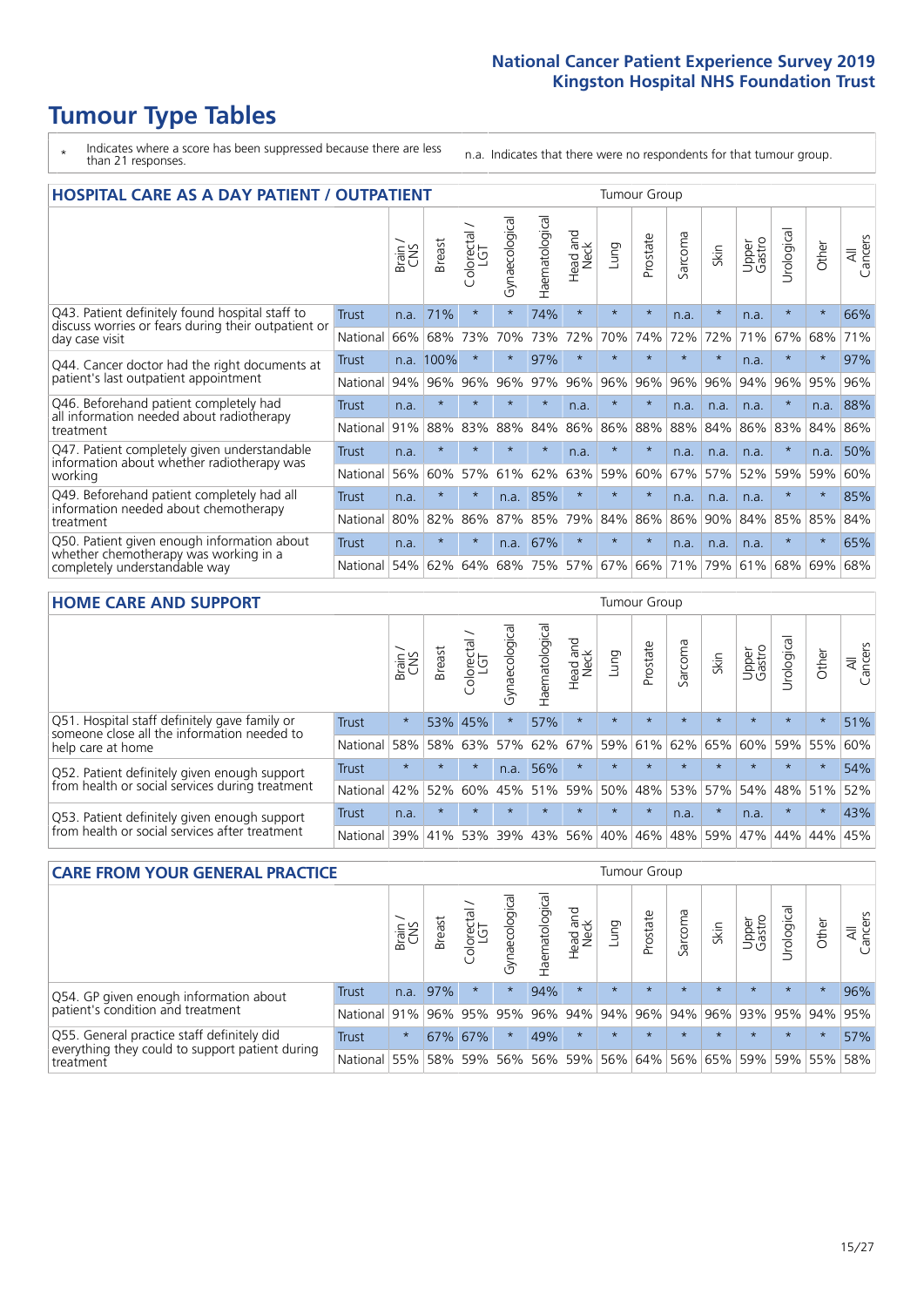# Tumour Type Tables

- \* Indicates where a score has been suppressed because there are less than 21 responses.
- n.a. Indicates that there were no respondents for that tumour group.

## HOSPITAL CARE AS A DAY PATIENT / OUTPATIENT

| | | Brain / CNS | Breast | Colorectal / LGT | Gynaecological | Haematological | Head and Neck | Lung | Prostate | Sarcoma | Skin | Upper Gastro | Urological | Other | All Cancers |
|---|---|---|---|---|---|---|---|---|---|---|---|---|---|---|---|
| Q43. Patient definitely found hospital staff to discuss worries or fears during their outpatient or day case visit | Trust | n.a. | 71% | * | * | 74% | * | * | * | n.a. | * | n.a. | * | * | 66% |
| | National | 66% | 68% | 73% | 70% | 73% | 72% | 70% | 74% | 72% | 72% | 71% | 67% | 68% | 71% |
| Q44. Cancer doctor had the right documents at patient's last outpatient appointment | Trust | n.a. | 100% | * | * | 97% | * | * | * | * | * | n.a. | * | * | 97% |
| | National | 94% | 96% | 96% | 96% | 97% | 96% | 96% | 96% | 96% | 96% | 94% | 96% | 95% | 96% |
| Q46. Beforehand patient completely had all information needed about radiotherapy treatment | Trust | n.a. | * | * | * | * | n.a. | * | * | n.a. | n.a. | n.a. | * | n.a. | 88% |
| | National | 91% | 88% | 83% | 88% | 84% | 86% | 86% | 88% | 88% | 84% | 86% | 83% | 84% | 86% |
| Q47. Patient completely given understandable information about whether radiotherapy was working | Trust | n.a. | * | * | * | * | n.a. | * | * | n.a. | n.a. | n.a. | * | n.a. | 50% |
| | National | 56% | 60% | 57% | 61% | 62% | 63% | 59% | 60% | 67% | 57% | 52% | 59% | 59% | 60% |
| Q49. Beforehand patient completely had all information needed about chemotherapy treatment | Trust | n.a. | * | * | n.a. | 85% | * | * | * | n.a. | n.a. | n.a. | * | * | 85% |
| | National | 80% | 82% | 86% | 87% | 85% | 79% | 84% | 86% | 86% | 90% | 84% | 85% | 85% | 84% |
| Q50. Patient given enough information about whether chemotherapy was working in a completely understandable way | Trust | n.a. | * | * | n.a. | 67% | * | * | * | n.a. | n.a. | n.a. | * | * | 65% |
| | National | 54% | 62% | 64% | 68% | 75% | 57% | 67% | 66% | 71% | 79% | 61% | 68% | 69% | 68% |

## HOME CARE AND SUPPORT

| | | Brain / CNS | Breast | Colorectal / LGT | Gynaecological | Haematological | Head and Neck | Lung | Prostate | Sarcoma | Skin | Upper Gastro | Urological | Other | All Cancers |
|---|---|---|---|---|---|---|---|---|---|---|---|---|---|---|---|
| Q51. Hospital staff definitely gave family or someone close all the information needed to help care at home | Trust | * | 53% | 45% | * | 57% | * | * | * | * | * | * | * | * | 51% |
| | National | 58% | 58% | 63% | 57% | 62% | 67% | 59% | 61% | 62% | 65% | 60% | 59% | 55% | 60% |
| Q52. Patient definitely given enough support from health or social services during treatment | Trust | * | * | * | n.a. | 56% | * | * | * | * | * | * | * | * | 54% |
| | National | 42% | 52% | 60% | 45% | 51% | 59% | 50% | 48% | 53% | 57% | 54% | 48% | 51% | 52% |
| Q53. Patient definitely given enough support from health or social services after treatment | Trust | n.a. | * | * | * | * | * | * | * | n.a. | * | n.a. | * | * | 43% |
| | National | 39% | 41% | 53% | 39% | 43% | 56% | 40% | 46% | 48% | 59% | 47% | 44% | 44% | 45% |

## CARE FROM YOUR GENERAL PRACTICE

| | | Brain / CNS | Breast | Colorectal / LGT | Gynaecological | Haematological | Head and Neck | Lung | Prostate | Sarcoma | Skin | Upper Gastro | Urological | Other | All Cancers |
|---|---|---|---|---|---|---|---|---|---|---|---|---|---|---|---|
| Q54. GP given enough information about patient's condition and treatment | Trust | n.a. | 97% | * | * | 94% | * | * | * | * | * | * | * | * | 96% |
| | National | 91% | 96% | 95% | 95% | 96% | 94% | 94% | 96% | 94% | 96% | 93% | 95% | 94% | 95% |
| Q55. General practice staff definitely did everything they could to support patient during treatment | Trust | * | 67% | 67% | * | 49% | * | * | * | * | * | * | * | * | 57% |
| | National | 55% | 58% | 59% | 56% | 56% | 59% | 56% | 64% | 56% | 65% | 59% | 59% | 55% | 58% |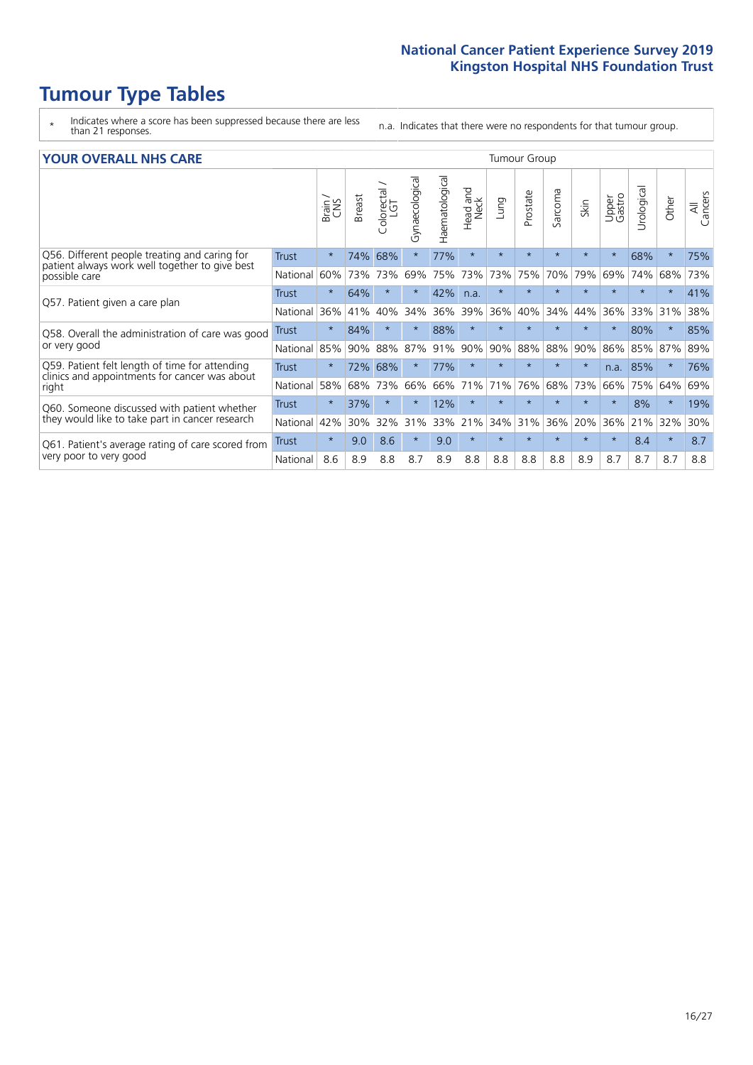# Tumour Type Tables

\* Indicates where a score has been suppressed because there are less than 21 responses.

n.a. Indicates that there were no respondents for that tumour group.

## YOUR OVERALL NHS CARE

| | | Brain / CNS | Breast | Colorectal / LGT | Gynaecological | Haematological | Head and Neck | Lung | Prostate | Sarcoma | Skin | Upper Gastro | Urological | Other | All Cancers |
|---|---|---|---|---|---|---|---|---|---|---|---|---|---|---|---|
| Q56. Different people treating and caring for patient always work well together to give best possible care | Trust | * | 74% | 68% | * | 77% | * | * | * | * | * | * | 68% | * | 75% |
| | National | 60% | 73% | 73% | 69% | 75% | 73% | 73% | 75% | 70% | 79% | 69% | 74% | 68% | 73% |
| Q57. Patient given a care plan | Trust | * | 64% | * | * | 42% | n.a. | * | * | * | * | * | * | * | 41% |
| | National | 36% | 41% | 40% | 34% | 36% | 39% | 36% | 40% | 34% | 44% | 36% | 33% | 31% | 38% |
| Q58. Overall the administration of care was good or very good | Trust | * | 84% | * | * | 88% | * | * | * | * | * | * | 80% | * | 85% |
| | National | 85% | 90% | 88% | 87% | 91% | 90% | 90% | 88% | 88% | 90% | 86% | 85% | 87% | 89% |
| Q59. Patient felt length of time for attending clinics and appointments for cancer was about right | Trust | * | 72% | 68% | * | 77% | * | * | * | * | * | n.a. | 85% | * | 76% |
| | National | 58% | 68% | 73% | 66% | 66% | 71% | 71% | 76% | 68% | 73% | 66% | 75% | 64% | 69% |
| Q60. Someone discussed with patient whether they would like to take part in cancer research | Trust | * | 37% | * | * | 12% | * | * | * | * | * | * | 8% | * | 19% |
| | National | 42% | 30% | 32% | 31% | 33% | 21% | 34% | 31% | 36% | 20% | 36% | 21% | 32% | 30% |
| Q61. Patient's average rating of care scored from very poor to very good | Trust | * | 9.0 | 8.6 | * | 9.0 | * | * | * | * | * | * | 8.4 | * | 8.7 |
| | National | 8.6 | 8.9 | 8.8 | 8.7 | 8.9 | 8.8 | 8.8 | 8.8 | 8.8 | 8.9 | 8.7 | 8.7 | 8.7 | 8.8 |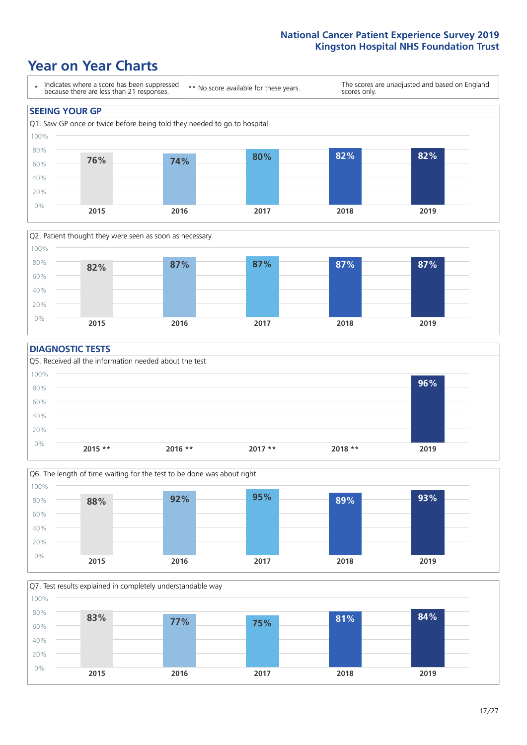## Year on Year Charts

| * Indicates where a score has been suppressed because there are less than 21 responses. | ** No score available for these years. | The scores are unadjusted and based on England scores only. |
|---|---|---|

### SEEING YOUR GP

Q1. Saw GP once or twice before being told they needed to go to hospital

| 2015 | 2016 | 2017 | 2018 | 2019 |
|---|---|---|---|---|
| 76% | 74% | 80% | 82% | 82% |

Q2. Patient thought they were seen as soon as necessary

| 2015 | 2016 | 2017 | 2018 | 2019 |
|---|---|---|---|---|
| 82% | 87% | 87% | 87% | 87% |

### DIAGNOSTIC TESTS

Q5. Received all the information needed about the test

| 2015 ** | 2016 ** | 2017 ** | 2018 ** | 2019 |
|---|---|---|---|---|
| | | | | 96% |

Q6. The length of time waiting for the test to be done was about right

| 2015 | 2016 | 2017 | 2018 | 2019 |
|---|---|---|---|---|
| 88% | 92% | 95% | 89% | 93% |

Q7. Test results explained in completely understandable way

| 2015 | 2016 | 2017 | 2018 | 2019 |
|---|---|---|---|---|
| 83% | 77% | 75% | 81% | 84% |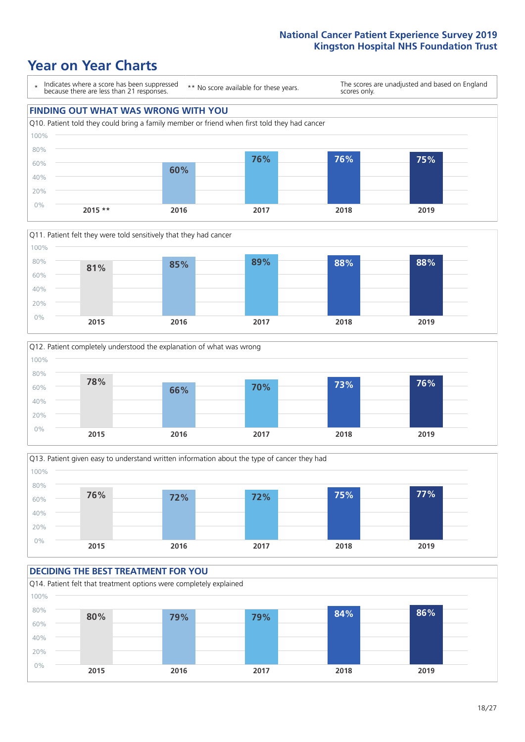National Cancer Patient Experience Survey 2019
Kingston Hospital NHS Foundation Trust

# Year on Year Charts

\* Indicates where a score has been suppressed because there are less than 21 responses.

\*\* No score available for these years.

The scores are unadjusted and based on England scores only.

## FINDING OUT WHAT WAS WRONG WITH YOU

Q10. Patient told they could bring a family member or friend when first told they had cancer

| 2015 ** | 2016 | 2017 | 2018 | 2019 |
|---|---|---|---|---|
| | 60% | 76% | 76% | 75% |

Q11. Patient felt they were told sensitively that they had cancer

| 2015 | 2016 | 2017 | 2018 | 2019 |
|---|---|---|---|---|
| 81% | 85% | 89% | 88% | 88% |

Q12. Patient completely understood the explanation of what was wrong

| 2015 | 2016 | 2017 | 2018 | 2019 |
|---|---|---|---|---|
| 78% | 66% | 70% | 73% | 76% |

Q13. Patient given easy to understand written information about the type of cancer they had

| 2015 | 2016 | 2017 | 2018 | 2019 |
|---|---|---|---|---|
| 76% | 72% | 72% | 75% | 77% |

## DECIDING THE BEST TREATMENT FOR YOU

Q14. Patient felt that treatment options were completely explained

| 2015 | 2016 | 2017 | 2018 | 2019 |
|---|---|---|---|---|
| 80% | 79% | 79% | 84% | 86% |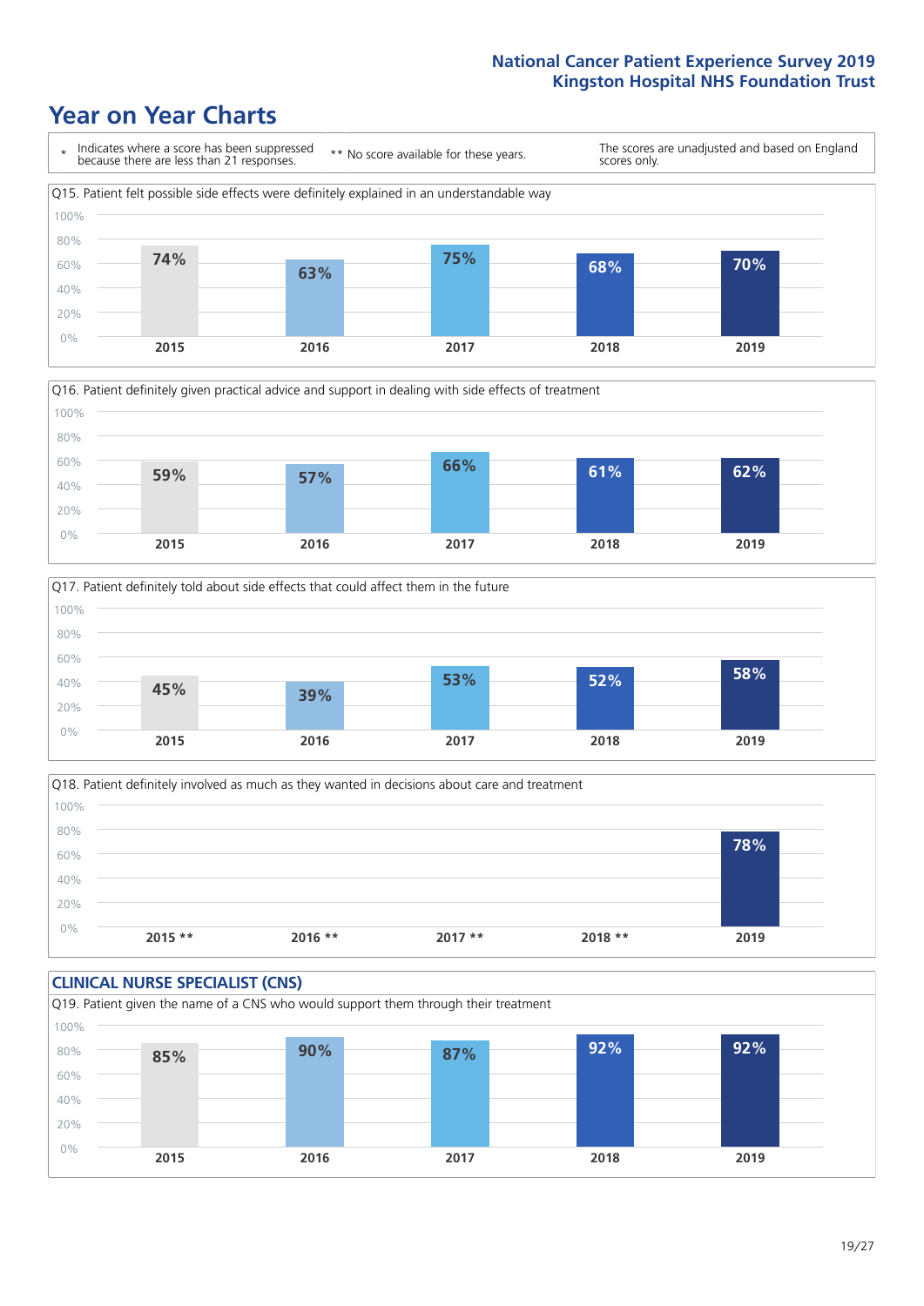# Year on Year Charts

| * Indicates where a score has been suppressed because there are less than 21 responses. | ** No score available for these years. | The scores are unadjusted and based on England scores only. |
|---|---|---|

Q15. Patient felt possible side effects were definitely explained in an understandable way

| 2015 | 2016 | 2017 | 2018 | 2019 |
|---|---|---|---|---|
| 74% | 63% | 75% | 68% | 70% |

Q16. Patient definitely given practical advice and support in dealing with side effects of treatment

| 2015 | 2016 | 2017 | 2018 | 2019 |
|---|---|---|---|---|
| 59% | 57% | 66% | 61% | 62% |

Q17. Patient definitely told about side effects that could affect them in the future

| 2015 | 2016 | 2017 | 2018 | 2019 |
|---|---|---|---|---|
| 45% | 39% | 53% | 52% | 58% |

Q18. Patient definitely involved as much as they wanted in decisions about care and treatment

| 2015 ** | 2016 ** | 2017 ** | 2018 ** | 2019 |
|---|---|---|---|---|
| | | | | 78% |

## CLINICAL NURSE SPECIALIST (CNS)

Q19. Patient given the name of a CNS who would support them through their treatment

| 2015 | 2016 | 2017 | 2018 | 2019 |
|---|---|---|---|---|
| 85% | 90% | 87% | 92% | 92% |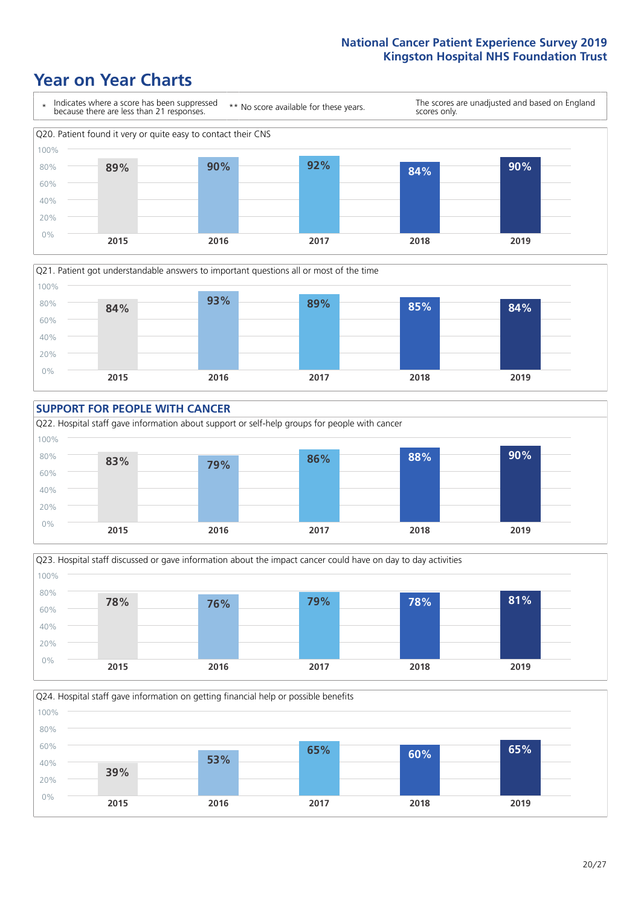# Year on Year Charts

\* Indicates where a score has been suppressed because there are less than 21 responses.

\*\* No score available for these years.

The scores are unadjusted and based on England scores only.

Q20. Patient found it very or quite easy to contact their CNS

| 2015 | 2016 | 2017 | 2018 | 2019 |
|---|---|---|---|---|
| 89% | 90% | 92% | 84% | 90% |

Q21. Patient got understandable answers to important questions all or most of the time

| 2015 | 2016 | 2017 | 2018 | 2019 |
|---|---|---|---|---|
| 84% | 93% | 89% | 85% | 84% |

## SUPPORT FOR PEOPLE WITH CANCER

Q22. Hospital staff gave information about support or self-help groups for people with cancer

| 2015 | 2016 | 2017 | 2018 | 2019 |
|---|---|---|---|---|
| 83% | 79% | 86% | 88% | 90% |

Q23. Hospital staff discussed or gave information about the impact cancer could have on day to day activities

| 2015 | 2016 | 2017 | 2018 | 2019 |
|---|---|---|---|---|
| 78% | 76% | 79% | 78% | 81% |

Q24. Hospital staff gave information on getting financial help or possible benefits

| 2015 | 2016 | 2017 | 2018 | 2019 |
|---|---|---|---|---|
| 39% | 53% | 65% | 60% | 65% |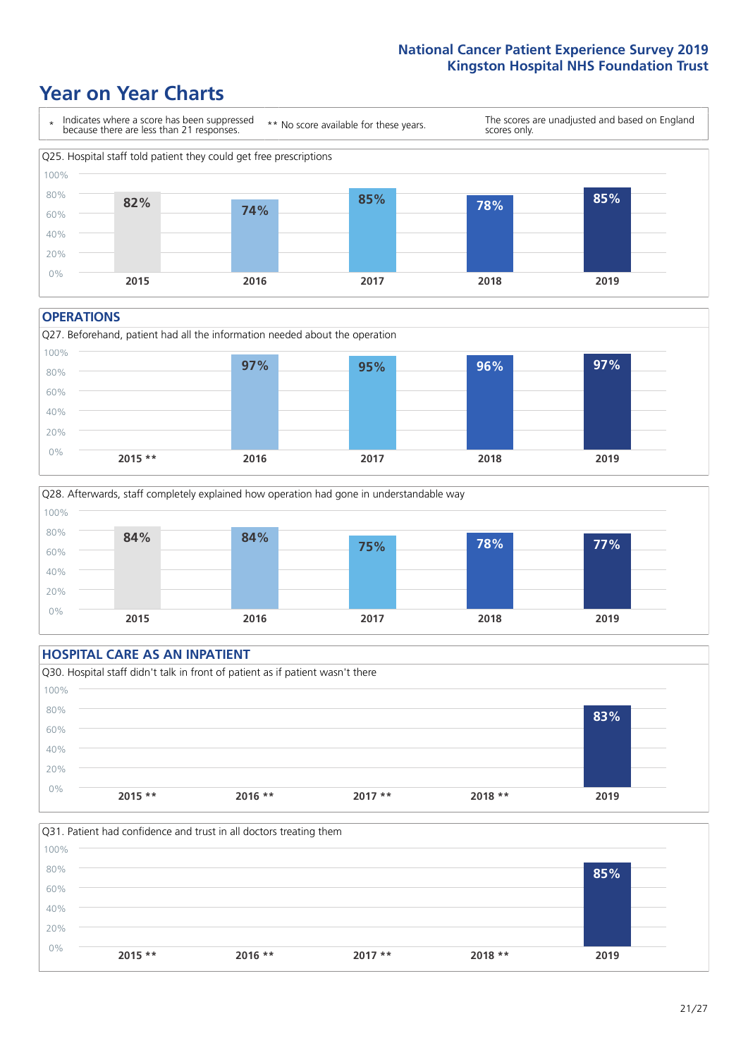# Year on Year Charts

\* Indicates where a score has been suppressed because there are less than 21 responses.

** No score available for these years.

The scores are unadjusted and based on England scores only.

Q25. Hospital staff told patient they could get free prescriptions

| 2015 | 2016 | 2017 | 2018 | 2019 |
|---|---|---|---|---|
| 82% | 74% | 85% | 78% | 85% |

## OPERATIONS

Q27. Beforehand, patient had all the information needed about the operation

| 2015 ** | 2016 | 2017 | 2018 | 2019 |
|---|---|---|---|---|
| | 97% | 95% | 96% | 97% |

Q28. Afterwards, staff completely explained how operation had gone in understandable way

| 2015 | 2016 | 2017 | 2018 | 2019 |
|---|---|---|---|---|
| 84% | 84% | 75% | 78% | 77% |

## HOSPITAL CARE AS AN INPATIENT

Q30. Hospital staff didn't talk in front of patient as if patient wasn't there

| 2015 ** | 2016 ** | 2017 ** | 2018 ** | 2019 |
|---|---|---|---|---|
| | | | | 83% |

Q31. Patient had confidence and trust in all doctors treating them

| 2015 ** | 2016 ** | 2017 ** | 2018 ** | 2019 |
|---|---|---|---|---|
| | | | | 85% |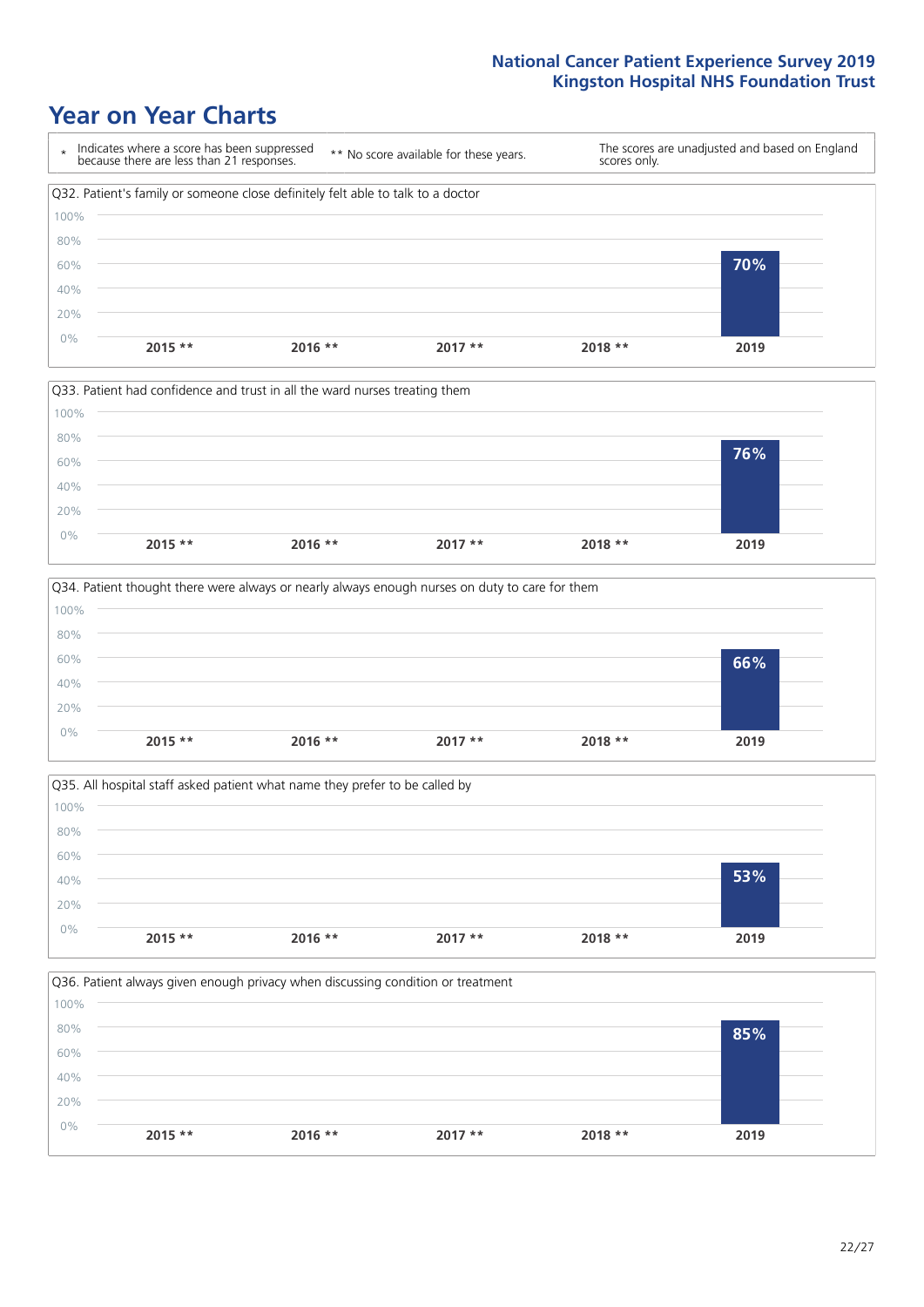# Year on Year Charts

\* Indicates where a score has been suppressed because there are less than 21 responses.

** No score available for these years.

The scores are unadjusted and based on England scores only.

Q32. Patient's family or someone close definitely felt able to talk to a doctor

| 2015 ** | 2016 ** | 2017 ** | 2018 ** | 2019 |
|---|---|---|---|---|
| | | | | 70% |

Q33. Patient had confidence and trust in all the ward nurses treating them

| 2015 ** | 2016 ** | 2017 ** | 2018 ** | 2019 |
|---|---|---|---|---|
| | | | | 76% |

Q34. Patient thought there were always or nearly always enough nurses on duty to care for them

| 2015 ** | 2016 ** | 2017 ** | 2018 ** | 2019 |
|---|---|---|---|---|
| | | | | 66% |

Q35. All hospital staff asked patient what name they prefer to be called by

| 2015 ** | 2016 ** | 2017 ** | 2018 ** | 2019 |
|---|---|---|---|---|
| | | | | 53% |

Q36. Patient always given enough privacy when discussing condition or treatment

| 2015 ** | 2016 ** | 2017 ** | 2018 ** | 2019 |
|---|---|---|---|---|
| | | | | 85% |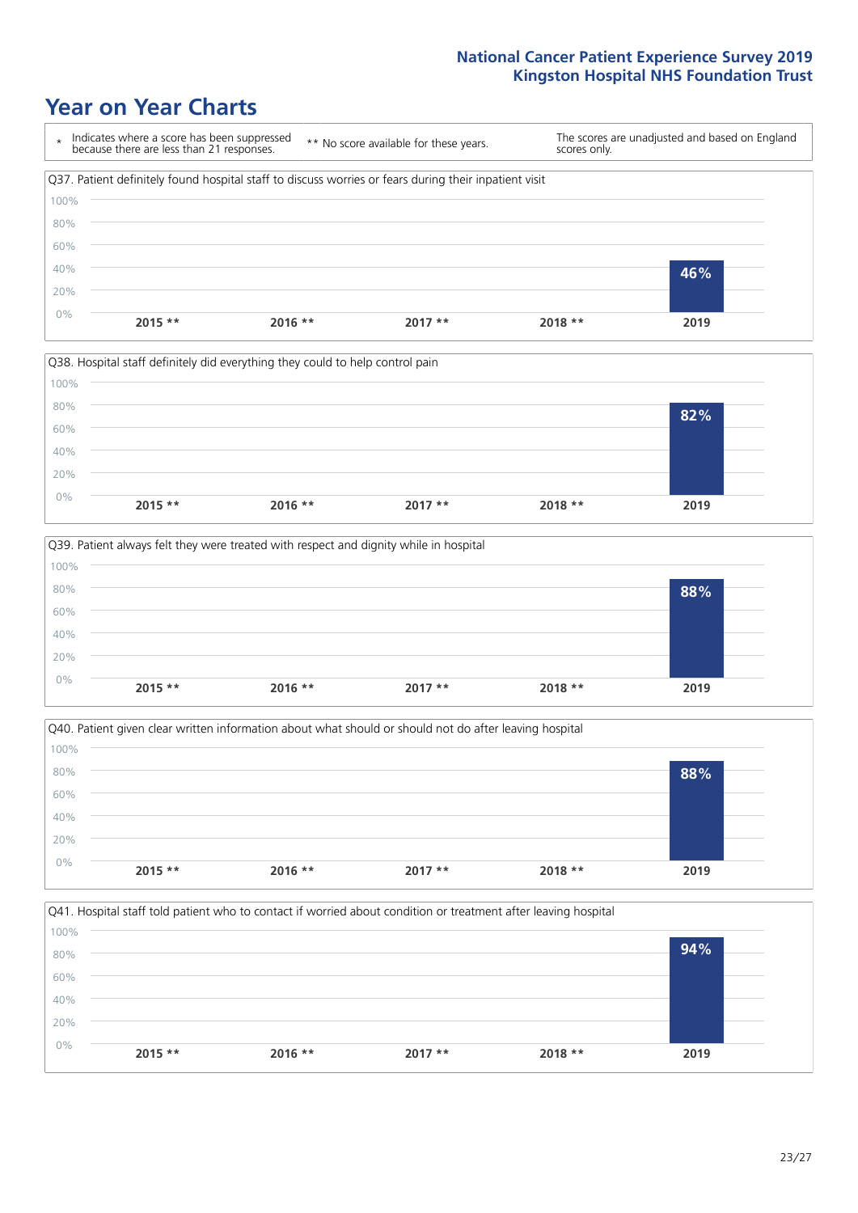# Year on Year Charts

\* Indicates where a score has been suppressed because there are less than 21 responses. ** No score available for these years. The scores are unadjusted and based on England scores only.

Q37. Patient definitely found hospital staff to discuss worries or fears during their inpatient visit

| 2015 ** | 2016 ** | 2017 ** | 2018 ** | 2019 |
| --- | --- | --- | --- | --- |
| | | | | 46% |

Q38. Hospital staff definitely did everything they could to help control pain

| 2015 ** | 2016 ** | 2017 ** | 2018 ** | 2019 |
| --- | --- | --- | --- | --- |
| | | | | 82% |

Q39. Patient always felt they were treated with respect and dignity while in hospital

| 2015 ** | 2016 ** | 2017 ** | 2018 ** | 2019 |
| --- | --- | --- | --- | --- |
| | | | | 88% |

Q40. Patient given clear written information about what should or should not do after leaving hospital

| 2015 ** | 2016 ** | 2017 ** | 2018 ** | 2019 |
| --- | --- | --- | --- | --- |
| | | | | 88% |

Q41. Hospital staff told patient who to contact if worried about condition or treatment after leaving hospital

| 2015 ** | 2016 ** | 2017 ** | 2018 ** | 2019 |
| --- | --- | --- | --- | --- |
| | | | | 94% |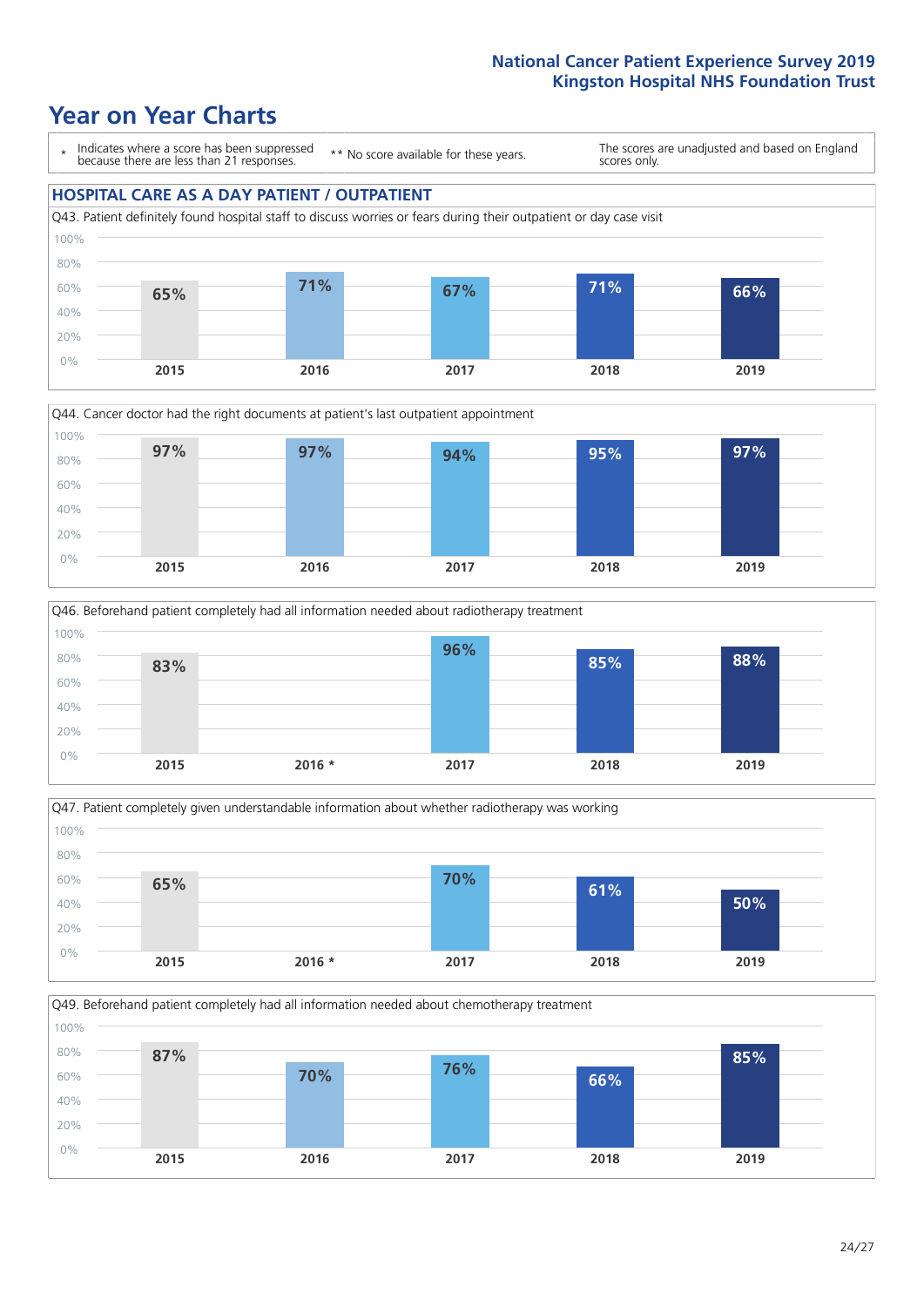# Year on Year Charts

\* Indicates where a score has been suppressed because there are less than 21 responses.

** No score available for these years.

The scores are unadjusted and based on England scores only.

## HOSPITAL CARE AS A DAY PATIENT / OUTPATIENT

Q43. Patient definitely found hospital staff to discuss worries or fears during their outpatient or day case visit

| 2015 | 2016 | 2017 | 2018 | 2019 |
| --- | --- | --- | --- | --- |
| 65% | 71% | 67% | 71% | 66% |

Q44. Cancer doctor had the right documents at patient's last outpatient appointment

| 2015 | 2016 | 2017 | 2018 | 2019 |
| --- | --- | --- | --- | --- |
| 97% | 97% | 94% | 95% | 97% |

Q46. Beforehand patient completely had all information needed about radiotherapy treatment

| 2015 | 2016 * | 2017 | 2018 | 2019 |
| --- | --- | --- | --- | --- |
| 83% | | 96% | 85% | 88% |

Q47. Patient completely given understandable information about whether radiotherapy was working

| 2015 | 2016 * | 2017 | 2018 | 2019 |
| --- | --- | --- | --- | --- |
| 65% | | 70% | 61% | 50% |

Q49. Beforehand patient completely had all information needed about chemotherapy treatment

| 2015 | 2016 | 2017 | 2018 | 2019 |
| --- | --- | --- | --- | --- |
| 87% | 70% | 76% | 66% | 85% |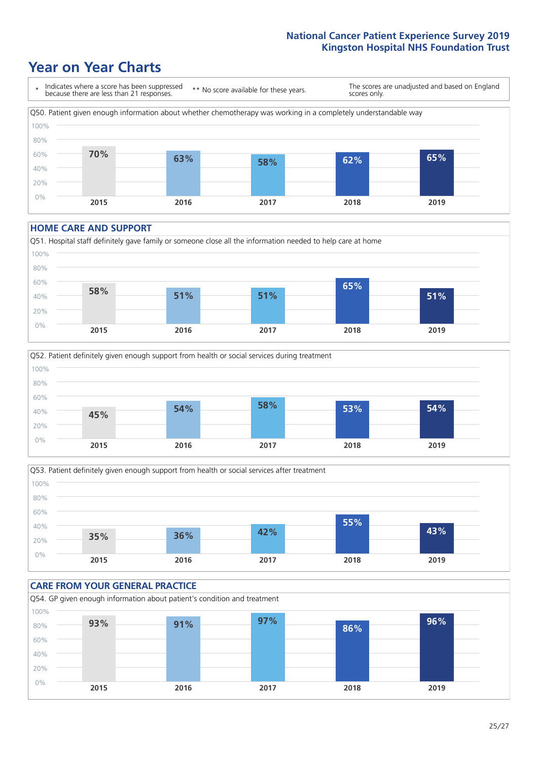# Year on Year Charts

\* Indicates where a score has been suppressed because there are less than 21 responses.

** No score available for these years.

The scores are unadjusted and based on England scores only.

Q50. Patient given enough information about whether chemotherapy was working in a completely understandable way

| 2015 | 2016 | 2017 | 2018 | 2019 |
|---|---|---|---|---|
| 70% | 63% | 58% | 62% | 65% |

## HOME CARE AND SUPPORT

Q51. Hospital staff definitely gave family or someone close all the information needed to help care at home

| 2015 | 2016 | 2017 | 2018 | 2019 |
|---|---|---|---|---|
| 58% | 51% | 51% | 65% | 51% |

Q52. Patient definitely given enough support from health or social services during treatment

| 2015 | 2016 | 2017 | 2018 | 2019 |
|---|---|---|---|---|
| 45% | 54% | 58% | 53% | 54% |

Q53. Patient definitely given enough support from health or social services after treatment

| 2015 | 2016 | 2017 | 2018 | 2019 |
|---|---|---|---|---|
| 35% | 36% | 42% | 55% | 43% |

## CARE FROM YOUR GENERAL PRACTICE

Q54. GP given enough information about patient's condition and treatment

| 2015 | 2016 | 2017 | 2018 | 2019 |
|---|---|---|---|---|
| 93% | 91% | 97% | 86% | 96% |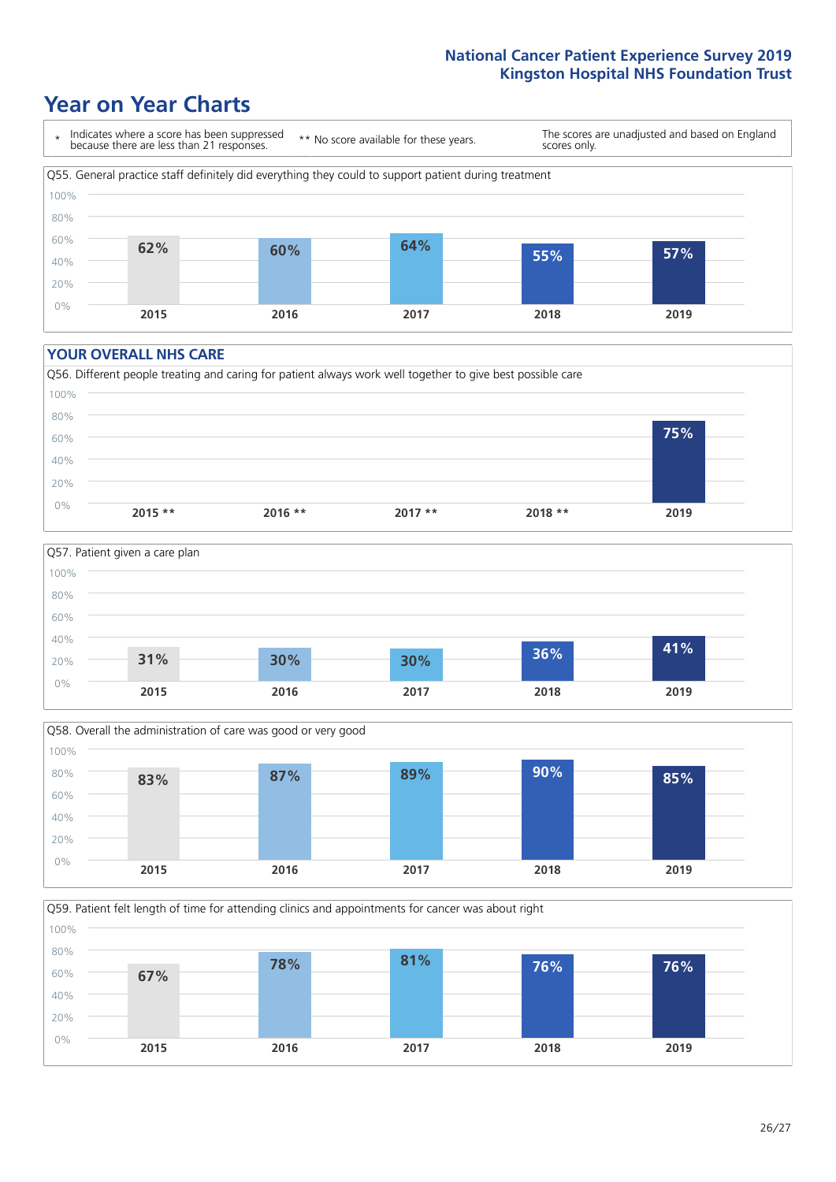# Year on Year Charts

\* Indicates where a score has been suppressed because there are less than 21 responses.

** No score available for these years.

The scores are unadjusted and based on England scores only.

Q55. General practice staff definitely did everything they could to support patient during treatment

| 2015 | 2016 | 2017 | 2018 | 2019 |
|---|---|---|---|---|
| 62% | 60% | 64% | 55% | 57% |

## YOUR OVERALL NHS CARE

Q56. Different people treating and caring for patient always work well together to give best possible care

| 2015 ** | 2016 ** | 2017 ** | 2018 ** | 2019 |
|---|---|---|---|---|
| | | | | 75% |

Q57. Patient given a care plan

| 2015 | 2016 | 2017 | 2018 | 2019 |
|---|---|---|---|---|
| 31% | 30% | 30% | 36% | 41% |

Q58. Overall the administration of care was good or very good

| 2015 | 2016 | 2017 | 2018 | 2019 |
|---|---|---|---|---|
| 83% | 87% | 89% | 90% | 85% |

Q59. Patient felt length of time for attending clinics and appointments for cancer was about right

| 2015 | 2016 | 2017 | 2018 | 2019 |
|---|---|---|---|---|
| 67% | 78% | 81% | 76% | 76% |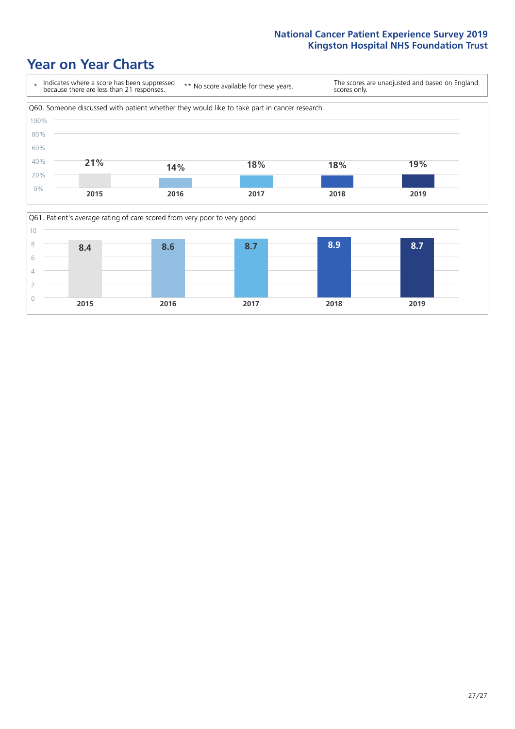# Year on Year Charts

\* Indicates where a score has been suppressed because there are less than 21 responses.

** No score available for these years.

The scores are unadjusted and based on England scores only.

Q60. Someone discussed with patient whether they would like to take part in cancer research

100%
80%
60%
40%
20%
0%

21% 14% 18% 18% 19%

2015 2016 2017 2018 2019

Q61. Patient's average rating of care scored from very poor to very good

10
8
6
4
2
0

8.4 8.6 8.7 8.9 8.7

2015 2016 2017 2018 2019